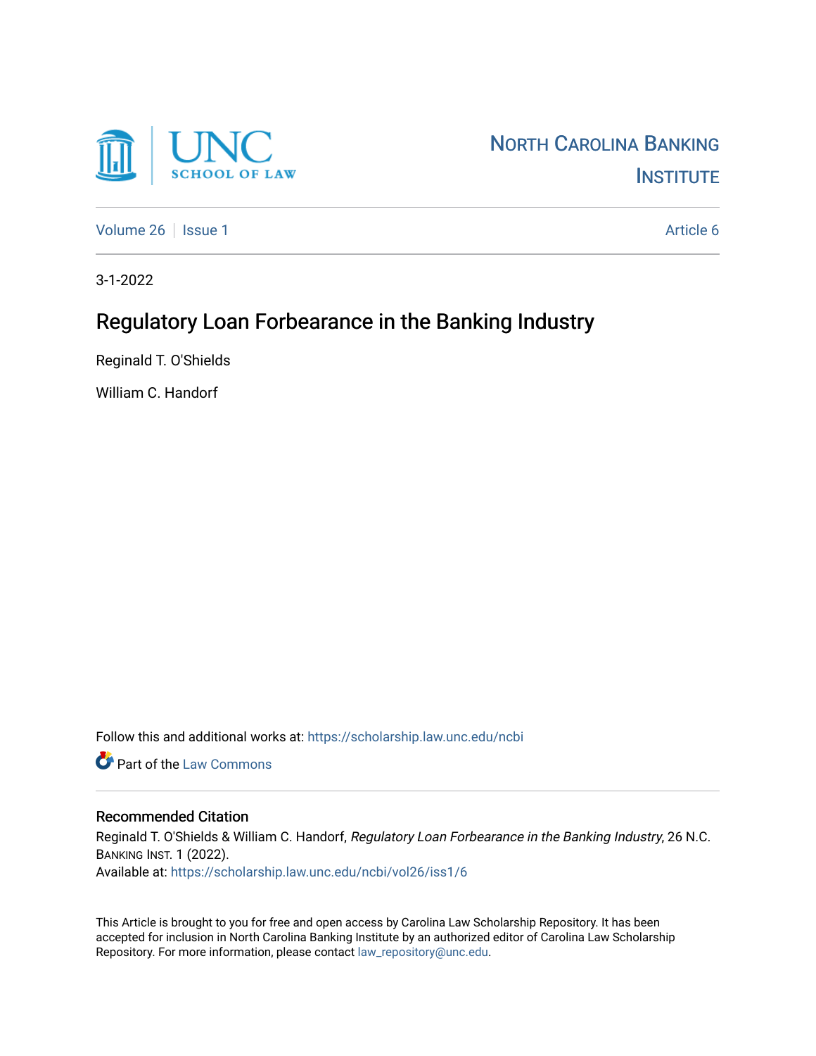UNC SCHOOL OF LAW

NORTH CAROLINA BANKING INSTITUTE

Volume 26 | Issue 1 | Article 6

3-1-2022

# Regulatory Loan Forbearance in the Banking Industry

Reginald T. O'Shields

William C. Handorf

Follow this and additional works at: https://scholarship.law.unc.edu/ncbi

Part of the Law Commons

## Recommended Citation

Reginald T. O'Shields & William C. Handorf, *Regulatory Loan Forbearance in the Banking Industry*, 26 N.C. BANKING INST. 1 (2022).

Available at: https://scholarship.law.unc.edu/ncbi/vol26/iss1/6

This Article is brought to you for free and open access by Carolina Law Scholarship Repository. It has been accepted for inclusion in North Carolina Banking Institute by an authorized editor of Carolina Law Scholarship Repository. For more information, please contact law_repository@unc.edu.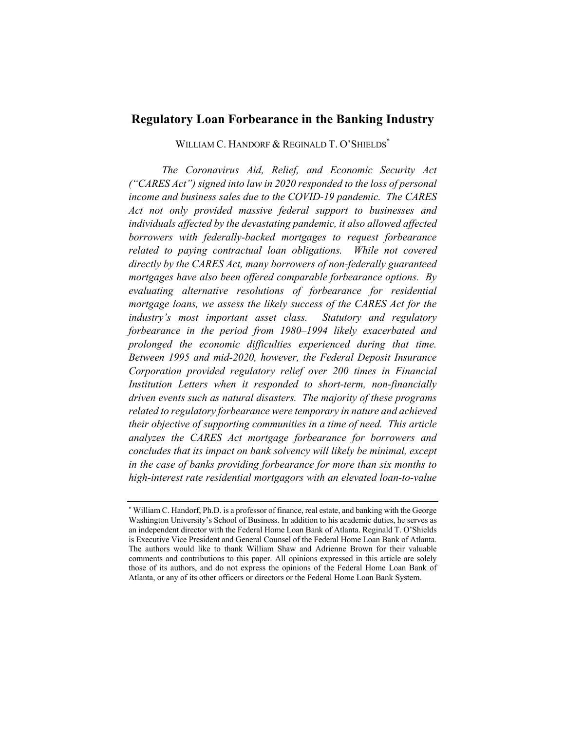# Regulatory Loan Forbearance in the Banking Industry

WILLIAM C. HANDORF & REGINALD T. O'SHIELDS[*]

*The Coronavirus Aid, Relief, and Economic Security Act ("CARES Act") signed into law in 2020 responded to the loss of personal income and business sales due to the COVID-19 pandemic. The CARES Act not only provided massive federal support to businesses and individuals affected by the devastating pandemic, it also allowed affected borrowers with federally-backed mortgages to request forbearance related to paying contractual loan obligations. While not covered directly by the CARES Act, many borrowers of non-federally guaranteed mortgages have also been offered comparable forbearance options. By evaluating alternative resolutions of forbearance for residential mortgage loans, we assess the likely success of the CARES Act for the industry's most important asset class. Statutory and regulatory forbearance in the period from 1980–1994 likely exacerbated and prolonged the economic difficulties experienced during that time. Between 1995 and mid-2020, however, the Federal Deposit Insurance Corporation provided regulatory relief over 200 times in Financial Institution Letters when it responded to short-term, non-financially driven events such as natural disasters. The majority of these programs related to regulatory forbearance were temporary in nature and achieved their objective of supporting communities in a time of need. This article analyzes the CARES Act mortgage forbearance for borrowers and concludes that its impact on bank solvency will likely be minimal, except in the case of banks providing forbearance for more than six months to high-interest rate residential mortgagors with an elevated loan-to-value*

---

[*] William C. Handorf, Ph.D. is a professor of finance, real estate, and banking with the George Washington University's School of Business. In addition to his academic duties, he serves as an independent director with the Federal Home Loan Bank of Atlanta. Reginald T. O'Shields is Executive Vice President and General Counsel of the Federal Home Loan Bank of Atlanta. The authors would like to thank William Shaw and Adrienne Brown for their valuable comments and contributions to this paper. All opinions expressed in this article are solely those of its authors, and do not express the opinions of the Federal Home Loan Bank of Atlanta, or any of its other officers or directors or the Federal Home Loan Bank System.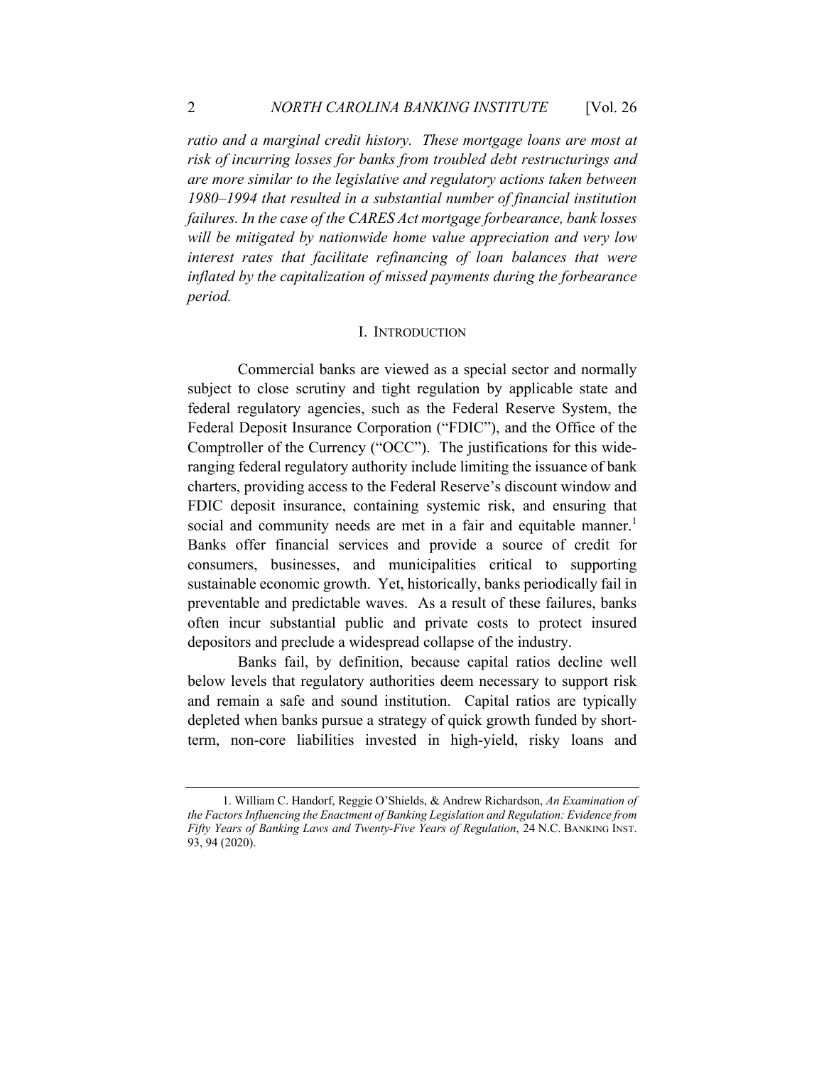*ratio and a marginal credit history. These mortgage loans are most at risk of incurring losses for banks from troubled debt restructurings and are more similar to the legislative and regulatory actions taken between 1980–1994 that resulted in a substantial number of financial institution failures. In the case of the CARES Act mortgage forbearance, bank losses will be mitigated by nationwide home value appreciation and very low interest rates that facilitate refinancing of loan balances that were inflated by the capitalization of missed payments during the forbearance period.*

## I. INTRODUCTION

Commercial banks are viewed as a special sector and normally subject to close scrutiny and tight regulation by applicable state and federal regulatory agencies, such as the Federal Reserve System, the Federal Deposit Insurance Corporation ("FDIC"), and the Office of the Comptroller of the Currency ("OCC"). The justifications for this wide-ranging federal regulatory authority include limiting the issuance of bank charters, providing access to the Federal Reserve's discount window and FDIC deposit insurance, containing systemic risk, and ensuring that social and community needs are met in a fair and equitable manner.[1] Banks offer financial services and provide a source of credit for consumers, businesses, and municipalities critical to supporting sustainable economic growth. Yet, historically, banks periodically fail in preventable and predictable waves. As a result of these failures, banks often incur substantial public and private costs to protect insured depositors and preclude a widespread collapse of the industry.

Banks fail, by definition, because capital ratios decline well below levels that regulatory authorities deem necessary to support risk and remain a safe and sound institution. Capital ratios are typically depleted when banks pursue a strategy of quick growth funded by short-term, non-core liabilities invested in high-yield, risky loans and

---

1. William C. Handorf, Reggie O'Shields, & Andrew Richardson, *An Examination of the Factors Influencing the Enactment of Banking Legislation and Regulation: Evidence from Fifty Years of Banking Laws and Twenty-Five Years of Regulation*, 24 N.C. BANKING INST. 93, 94 (2020).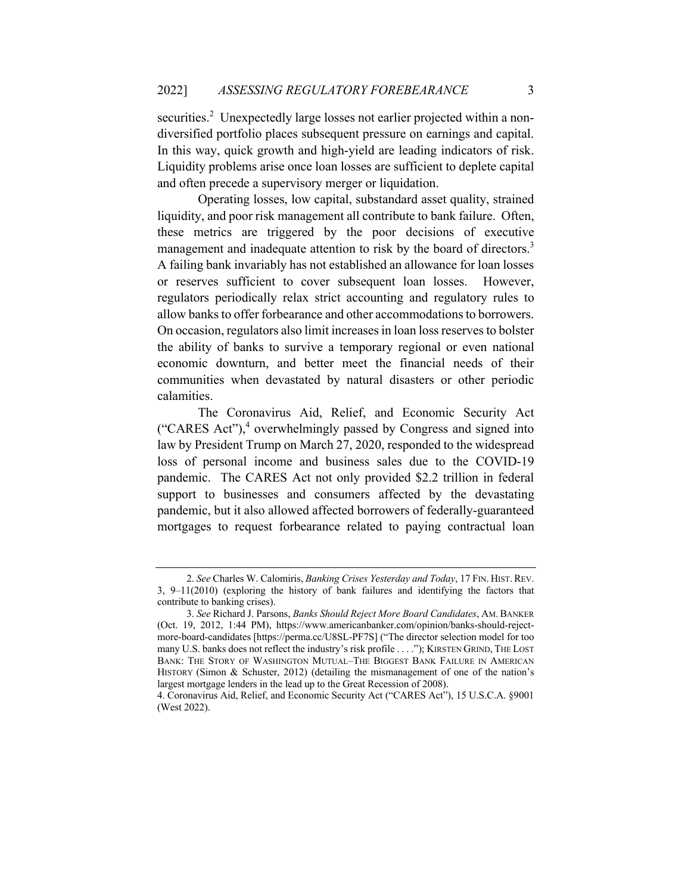securities.[2] Unexpectedly large losses not earlier projected within a non-diversified portfolio places subsequent pressure on earnings and capital. In this way, quick growth and high-yield are leading indicators of risk. Liquidity problems arise once loan losses are sufficient to deplete capital and often precede a supervisory merger or liquidation.

Operating losses, low capital, substandard asset quality, strained liquidity, and poor risk management all contribute to bank failure. Often, these metrics are triggered by the poor decisions of executive management and inadequate attention to risk by the board of directors.[3] A failing bank invariably has not established an allowance for loan losses or reserves sufficient to cover subsequent loan losses. However, regulators periodically relax strict accounting and regulatory rules to allow banks to offer forbearance and other accommodations to borrowers. On occasion, regulators also limit increases in loan loss reserves to bolster the ability of banks to survive a temporary regional or even national economic downturn, and better meet the financial needs of their communities when devastated by natural disasters or other periodic calamities.

The Coronavirus Aid, Relief, and Economic Security Act ("CARES Act"),[4] overwhelmingly passed by Congress and signed into law by President Trump on March 27, 2020, responded to the widespread loss of personal income and business sales due to the COVID-19 pandemic. The CARES Act not only provided $2.2 trillion in federal support to businesses and consumers affected by the devastating pandemic, but it also allowed affected borrowers of federally-guaranteed mortgages to request forbearance related to paying contractual loan

---

2. *See* Charles W. Calomiris, *Banking Crises Yesterday and Today*, 17 FIN. HIST. REV. 3, 9–11(2010) (exploring the history of bank failures and identifying the factors that contribute to banking crises).

3. *See* Richard J. Parsons, *Banks Should Reject More Board Candidates*, AM. BANKER (Oct. 19, 2012, 1:44 PM), https://www.americanbanker.com/opinion/banks-should-reject-more-board-candidates [https://perma.cc/U8SL-PF7S] ("The director selection model for too many U.S. banks does not reflect the industry's risk profile . . . ."); KIRSTEN GRIND, THE LOST BANK: THE STORY OF WASHINGTON MUTUAL–THE BIGGEST BANK FAILURE IN AMERICAN HISTORY (Simon & Schuster, 2012) (detailing the mismanagement of one of the nation's largest mortgage lenders in the lead up to the Great Recession of 2008).

4. Coronavirus Aid, Relief, and Economic Security Act ("CARES Act"), 15 U.S.C.A. §9001 (West 2022).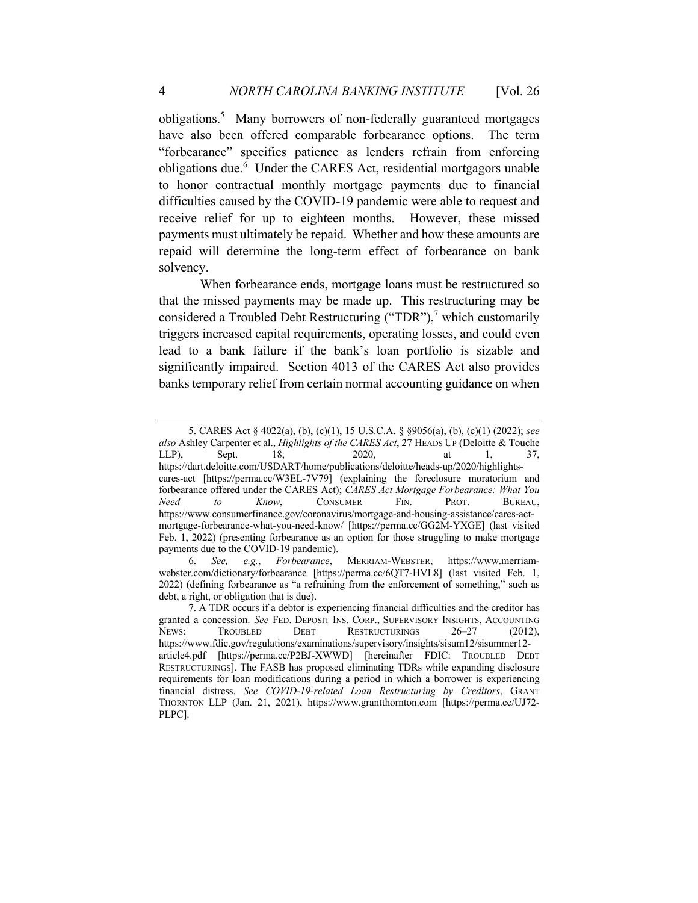obligations.[5] Many borrowers of non-federally guaranteed mortgages have also been offered comparable forbearance options. The term "forbearance" specifies patience as lenders refrain from enforcing obligations due.[6] Under the CARES Act, residential mortgagors unable to honor contractual monthly mortgage payments due to financial difficulties caused by the COVID-19 pandemic were able to request and receive relief for up to eighteen months. However, these missed payments must ultimately be repaid. Whether and how these amounts are repaid will determine the long-term effect of forbearance on bank solvency.

When forbearance ends, mortgage loans must be restructured so that the missed payments may be made up. This restructuring may be considered a Troubled Debt Restructuring ("TDR"),[7] which customarily triggers increased capital requirements, operating losses, and could even lead to a bank failure if the bank's loan portfolio is sizable and significantly impaired. Section 4013 of the CARES Act also provides banks temporary relief from certain normal accounting guidance on when

---

5. CARES Act § 4022(a), (b), (c)(1), 15 U.S.C.A. § §9056(a), (b), (c)(1) (2022); *see also* Ashley Carpenter et al., *Highlights of the CARES Act*, 27 HEADS UP (Deloitte & Touche LLP), Sept. 18, 2020, at 1, 37, https://dart.deloitte.com/USDART/home/publications/deloitte/heads-up/2020/highlights-cares-act [https://perma.cc/W3EL-7V79] (explaining the foreclosure moratorium and forbearance offered under the CARES Act); *CARES Act Mortgage Forbearance: What You Need to Know*, CONSUMER FIN. PROT. BUREAU, https://www.consumerfinance.gov/coronavirus/mortgage-and-housing-assistance/cares-act-mortgage-forbearance-what-you-need-know/ [https://perma.cc/GG2M-YXGE] (last visited Feb. 1, 2022) (presenting forbearance as an option for those struggling to make mortgage payments due to the COVID-19 pandemic).

6. *See, e.g.*, *Forbearance*, MERRIAM-WEBSTER, https://www.merriam-webster.com/dictionary/forbearance [https://perma.cc/6QT7-HVL8] (last visited Feb. 1, 2022) (defining forbearance as "a refraining from the enforcement of something," such as debt, a right, or obligation that is due).

7. A TDR occurs if a debtor is experiencing financial difficulties and the creditor has granted a concession. *See* FED. DEPOSIT INS. CORP., SUPERVISORY INSIGHTS, ACCOUNTING NEWS: TROUBLED DEBT RESTRUCTURINGS 26–27 (2012), https://www.fdic.gov/regulations/examinations/supervisory/insights/sisum12/sisummer12-article4.pdf [https://perma.cc/P2BJ-XWWD] [hereinafter FDIC: TROUBLED DEBT RESTRUCTURINGS]. The FASB has proposed eliminating TDRs while expanding disclosure requirements for loan modifications during a period in which a borrower is experiencing financial distress. *See COVID-19-related Loan Restructuring by Creditors*, GRANT THORNTON LLP (Jan. 21, 2021), https://www.grantthornton.com [https://perma.cc/UJ72-PLPC].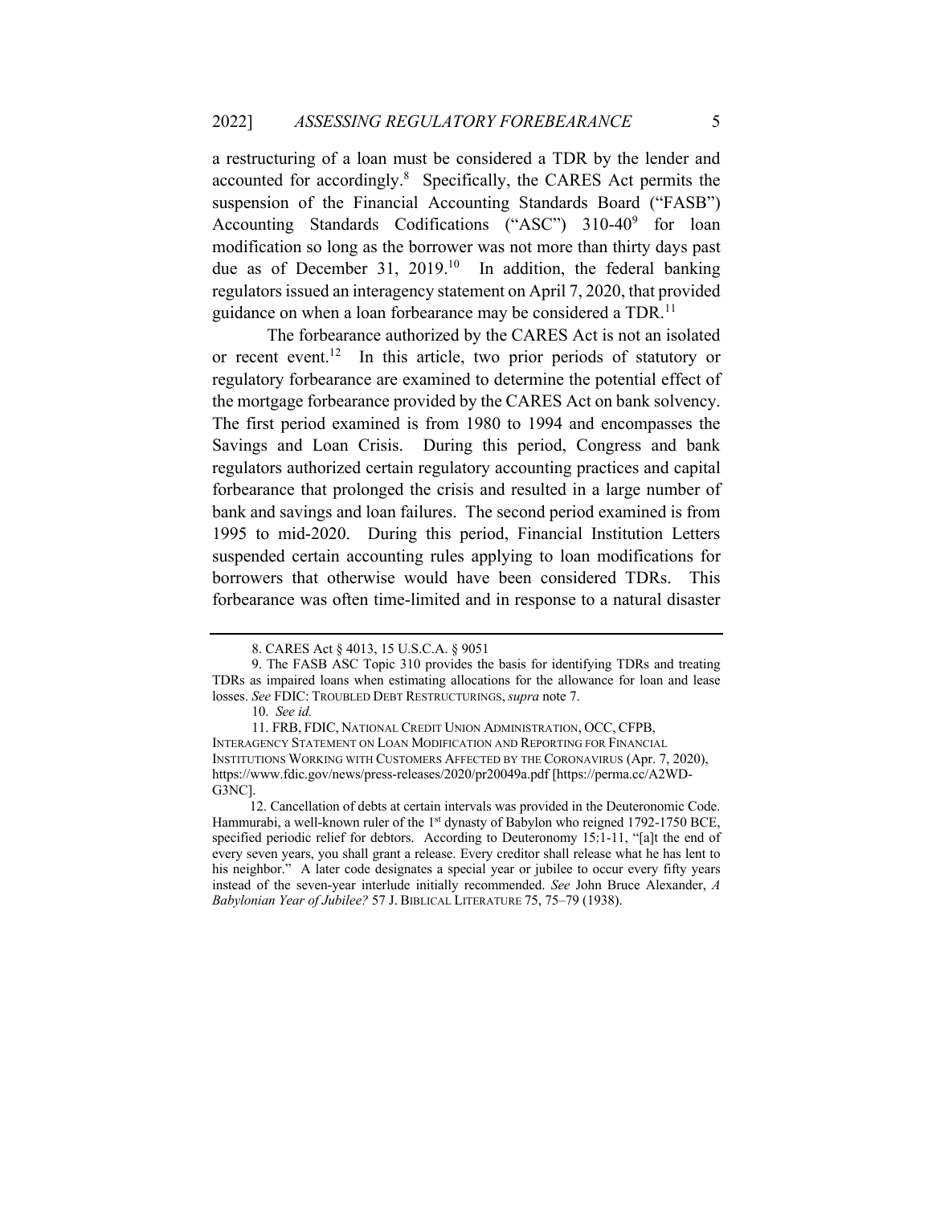a restructuring of a loan must be considered a TDR by the lender and accounted for accordingly.[8] Specifically, the CARES Act permits the suspension of the Financial Accounting Standards Board ("FASB") Accounting Standards Codifications ("ASC") 310-40[9] for loan modification so long as the borrower was not more than thirty days past due as of December 31, 2019.[10] In addition, the federal banking regulators issued an interagency statement on April 7, 2020, that provided guidance on when a loan forbearance may be considered a TDR.[11]

The forbearance authorized by the CARES Act is not an isolated or recent event.[12] In this article, two prior periods of statutory or regulatory forbearance are examined to determine the potential effect of the mortgage forbearance provided by the CARES Act on bank solvency. The first period examined is from 1980 to 1994 and encompasses the Savings and Loan Crisis. During this period, Congress and bank regulators authorized certain regulatory accounting practices and capital forbearance that prolonged the crisis and resulted in a large number of bank and savings and loan failures. The second period examined is from 1995 to mid-2020. During this period, Financial Institution Letters suspended certain accounting rules applying to loan modifications for borrowers that otherwise would have been considered TDRs. This forbearance was often time-limited and in response to a natural disaster

---

8. CARES Act § 4013, 15 U.S.C.A. § 9051

9. The FASB ASC Topic 310 provides the basis for identifying TDRs and treating TDRs as impaired loans when estimating allocations for the allowance for loan and lease losses. *See* FDIC: TROUBLED DEBT RESTRUCTURINGS, *supra* note 7.

10. *See id.*

11. FRB, FDIC, NATIONAL CREDIT UNION ADMINISTRATION, OCC, CFPB, INTERAGENCY STATEMENT ON LOAN MODIFICATION AND REPORTING FOR FINANCIAL INSTITUTIONS WORKING WITH CUSTOMERS AFFECTED BY THE CORONAVIRUS (Apr. 7, 2020), https://www.fdic.gov/news/press-releases/2020/pr20049a.pdf [https://perma.cc/A2WD-G3NC].

12. Cancellation of debts at certain intervals was provided in the Deuteronomic Code. Hammurabi, a well-known ruler of the 1st dynasty of Babylon who reigned 1792-1750 BCE, specified periodic relief for debtors. According to Deuteronomy 15:1-11, "[a]t the end of every seven years, you shall grant a release. Every creditor shall release what he has lent to his neighbor." A later code designates a special year or jubilee to occur every fifty years instead of the seven-year interlude initially recommended. *See* John Bruce Alexander, *A Babylonian Year of Jubilee?* 57 J. BIBLICAL LITERATURE 75, 75–79 (1938).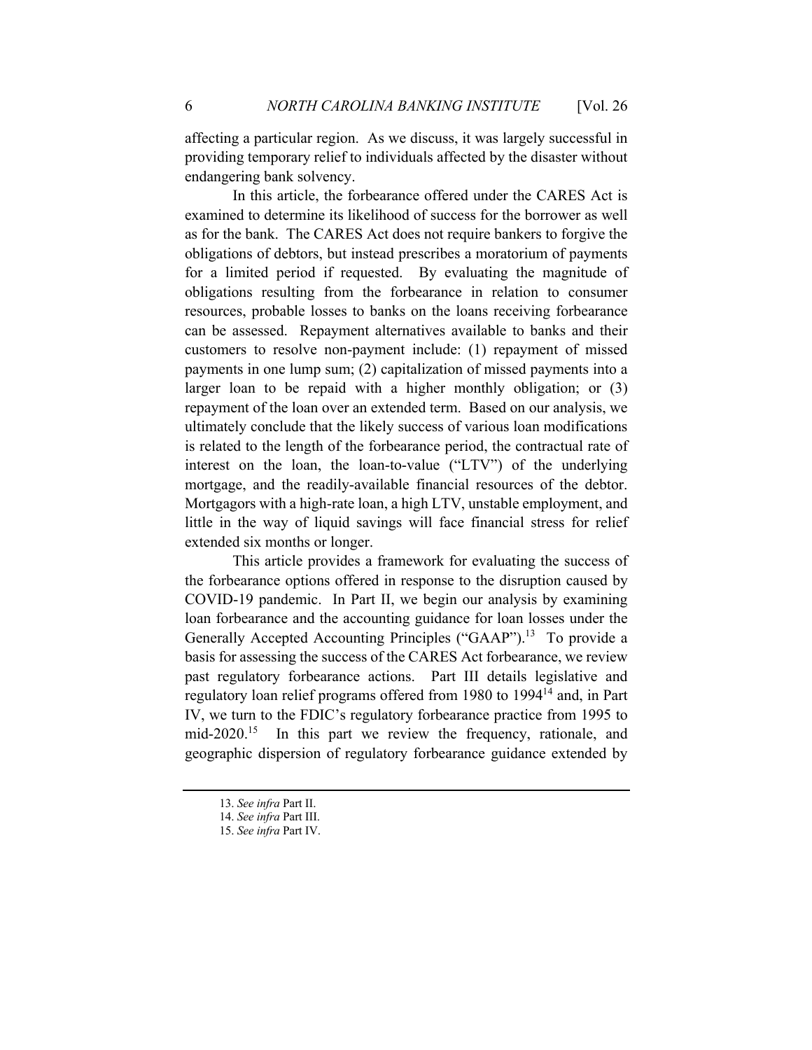affecting a particular region. As we discuss, it was largely successful in providing temporary relief to individuals affected by the disaster without endangering bank solvency.

In this article, the forbearance offered under the CARES Act is examined to determine its likelihood of success for the borrower as well as for the bank. The CARES Act does not require bankers to forgive the obligations of debtors, but instead prescribes a moratorium of payments for a limited period if requested. By evaluating the magnitude of obligations resulting from the forbearance in relation to consumer resources, probable losses to banks on the loans receiving forbearance can be assessed. Repayment alternatives available to banks and their customers to resolve non-payment include: (1) repayment of missed payments in one lump sum; (2) capitalization of missed payments into a larger loan to be repaid with a higher monthly obligation; or (3) repayment of the loan over an extended term. Based on our analysis, we ultimately conclude that the likely success of various loan modifications is related to the length of the forbearance period, the contractual rate of interest on the loan, the loan-to-value ("LTV") of the underlying mortgage, and the readily-available financial resources of the debtor. Mortgagors with a high-rate loan, a high LTV, unstable employment, and little in the way of liquid savings will face financial stress for relief extended six months or longer.

This article provides a framework for evaluating the success of the forbearance options offered in response to the disruption caused by COVID-19 pandemic. In Part II, we begin our analysis by examining loan forbearance and the accounting guidance for loan losses under the Generally Accepted Accounting Principles ("GAAP").[13] To provide a basis for assessing the success of the CARES Act forbearance, we review past regulatory forbearance actions. Part III details legislative and regulatory loan relief programs offered from 1980 to 1994[14] and, in Part IV, we turn to the FDIC's regulatory forbearance practice from 1995 to mid-2020.[15] In this part we review the frequency, rationale, and geographic dispersion of regulatory forbearance guidance extended by

13. *See infra* Part II.

14. *See infra* Part III.

15. *See infra* Part IV.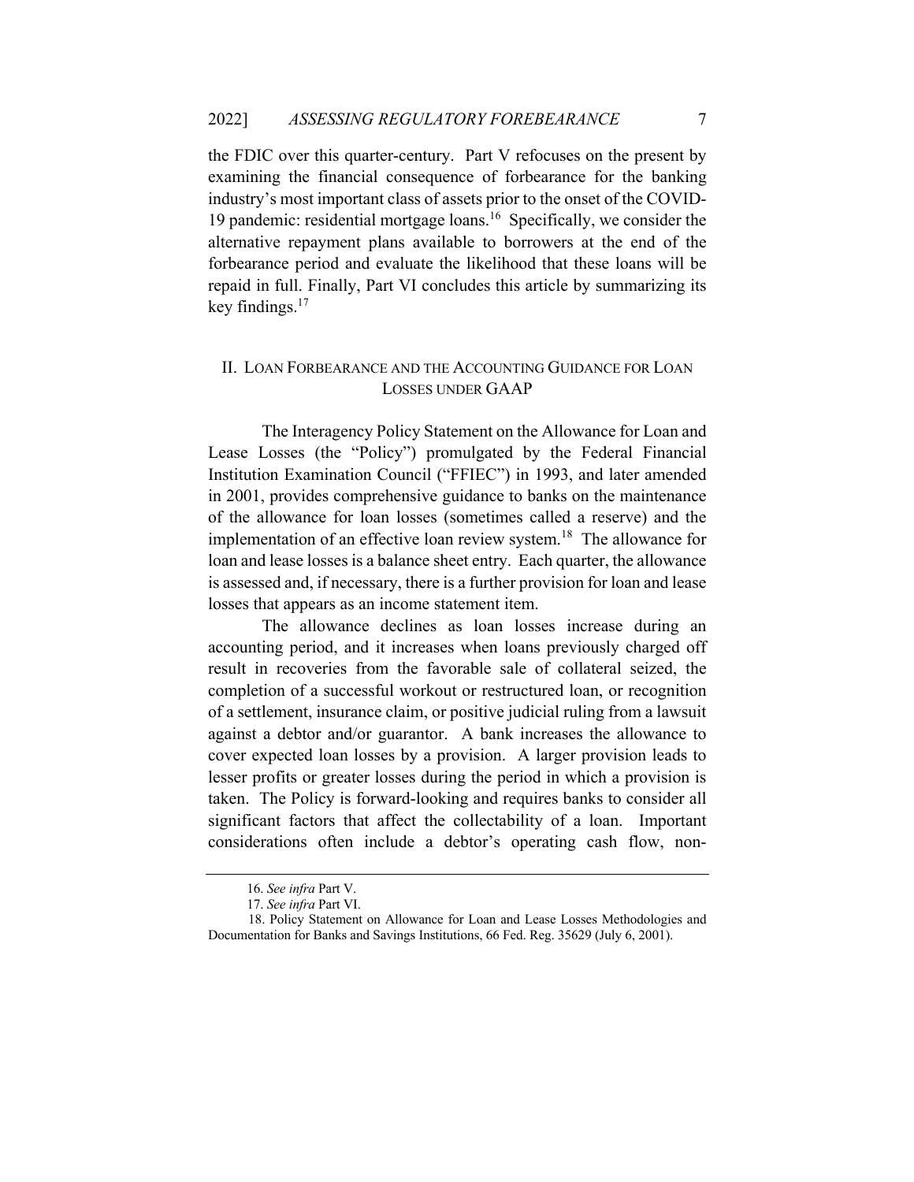the FDIC over this quarter-century. Part V refocuses on the present by examining the financial consequence of forbearance for the banking industry's most important class of assets prior to the onset of the COVID-19 pandemic: residential mortgage loans.[16] Specifically, we consider the alternative repayment plans available to borrowers at the end of the forbearance period and evaluate the likelihood that these loans will be repaid in full. Finally, Part VI concludes this article by summarizing its key findings.[17]

## II. LOAN FORBEARANCE AND THE ACCOUNTING GUIDANCE FOR LOAN LOSSES UNDER GAAP

The Interagency Policy Statement on the Allowance for Loan and Lease Losses (the "Policy") promulgated by the Federal Financial Institution Examination Council ("FFIEC") in 1993, and later amended in 2001, provides comprehensive guidance to banks on the maintenance of the allowance for loan losses (sometimes called a reserve) and the implementation of an effective loan review system.[18] The allowance for loan and lease losses is a balance sheet entry. Each quarter, the allowance is assessed and, if necessary, there is a further provision for loan and lease losses that appears as an income statement item.

The allowance declines as loan losses increase during an accounting period, and it increases when loans previously charged off result in recoveries from the favorable sale of collateral seized, the completion of a successful workout or restructured loan, or recognition of a settlement, insurance claim, or positive judicial ruling from a lawsuit against a debtor and/or guarantor. A bank increases the allowance to cover expected loan losses by a provision. A larger provision leads to lesser profits or greater losses during the period in which a provision is taken. The Policy is forward-looking and requires banks to consider all significant factors that affect the collectability of a loan. Important considerations often include a debtor's operating cash flow, non-

---

16. *See infra* Part V.

17. *See infra* Part VI.

18. Policy Statement on Allowance for Loan and Lease Losses Methodologies and Documentation for Banks and Savings Institutions, 66 Fed. Reg. 35629 (July 6, 2001).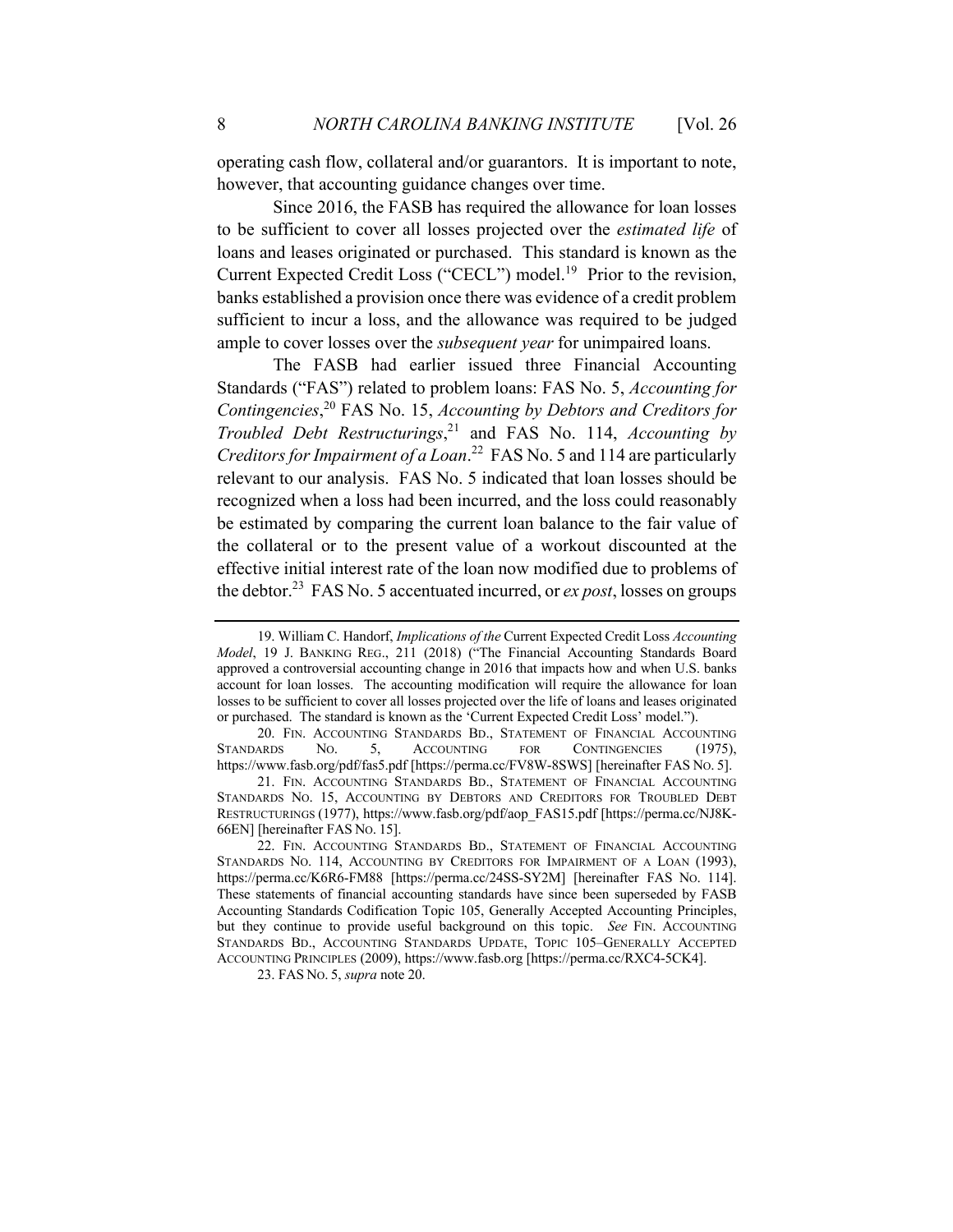operating cash flow, collateral and/or guarantors. It is important to note, however, that accounting guidance changes over time.

Since 2016, the FASB has required the allowance for loan losses to be sufficient to cover all losses projected over the *estimated life* of loans and leases originated or purchased. This standard is known as the Current Expected Credit Loss ("CECL") model.[19] Prior to the revision, banks established a provision once there was evidence of a credit problem sufficient to incur a loss, and the allowance was required to be judged ample to cover losses over the *subsequent year* for unimpaired loans.

The FASB had earlier issued three Financial Accounting Standards ("FAS") related to problem loans: FAS No. 5, *Accounting for Contingencies*,[20] FAS No. 15, *Accounting by Debtors and Creditors for Troubled Debt Restructurings*,[21] and FAS No. 114, *Accounting by Creditors for Impairment of a Loan*.[22] FAS No. 5 and 114 are particularly relevant to our analysis. FAS No. 5 indicated that loan losses should be recognized when a loss had been incurred, and the loss could reasonably be estimated by comparing the current loan balance to the fair value of the collateral or to the present value of a workout discounted at the effective initial interest rate of the loan now modified due to problems of the debtor.[23] FAS No. 5 accentuated incurred, or *ex post*, losses on groups

---

19. William C. Handorf, *Implications of the* Current Expected Credit Loss *Accounting Model*, 19 J. BANKING REG., 211 (2018) ("The Financial Accounting Standards Board approved a controversial accounting change in 2016 that impacts how and when U.S. banks account for loan losses. The accounting modification will require the allowance for loan losses to be sufficient to cover all losses projected over the life of loans and leases originated or purchased. The standard is known as the 'Current Expected Credit Loss' model.").

20. FIN. ACCOUNTING STANDARDS BD., STATEMENT OF FINANCIAL ACCOUNTING STANDARDS NO. 5, ACCOUNTING FOR CONTINGENCIES (1975), https://www.fasb.org/pdf/fas5.pdf [https://perma.cc/FV8W-8SWS] [hereinafter FAS NO. 5].

21. FIN. ACCOUNTING STANDARDS BD., STATEMENT OF FINANCIAL ACCOUNTING STANDARDS NO. 15, ACCOUNTING BY DEBTORS AND CREDITORS FOR TROUBLED DEBT RESTRUCTURINGS (1977), https://www.fasb.org/pdf/aop_FAS15.pdf [https://perma.cc/NJ8K-66EN] [hereinafter FAS NO. 15].

22. FIN. ACCOUNTING STANDARDS BD., STATEMENT OF FINANCIAL ACCOUNTING STANDARDS NO. 114, ACCOUNTING BY CREDITORS FOR IMPAIRMENT OF A LOAN (1993), https://perma.cc/K6R6-FM88 [https://perma.cc/24SS-SY2M] [hereinafter FAS NO. 114]. These statements of financial accounting standards have since been superseded by FASB Accounting Standards Codification Topic 105, Generally Accepted Accounting Principles, but they continue to provide useful background on this topic. *See* FIN. ACCOUNTING STANDARDS BD., ACCOUNTING STANDARDS UPDATE, TOPIC 105–GENERALLY ACCEPTED ACCOUNTING PRINCIPLES (2009), https://www.fasb.org [https://perma.cc/RXC4-5CK4].

23. FAS NO. 5, *supra* note 20.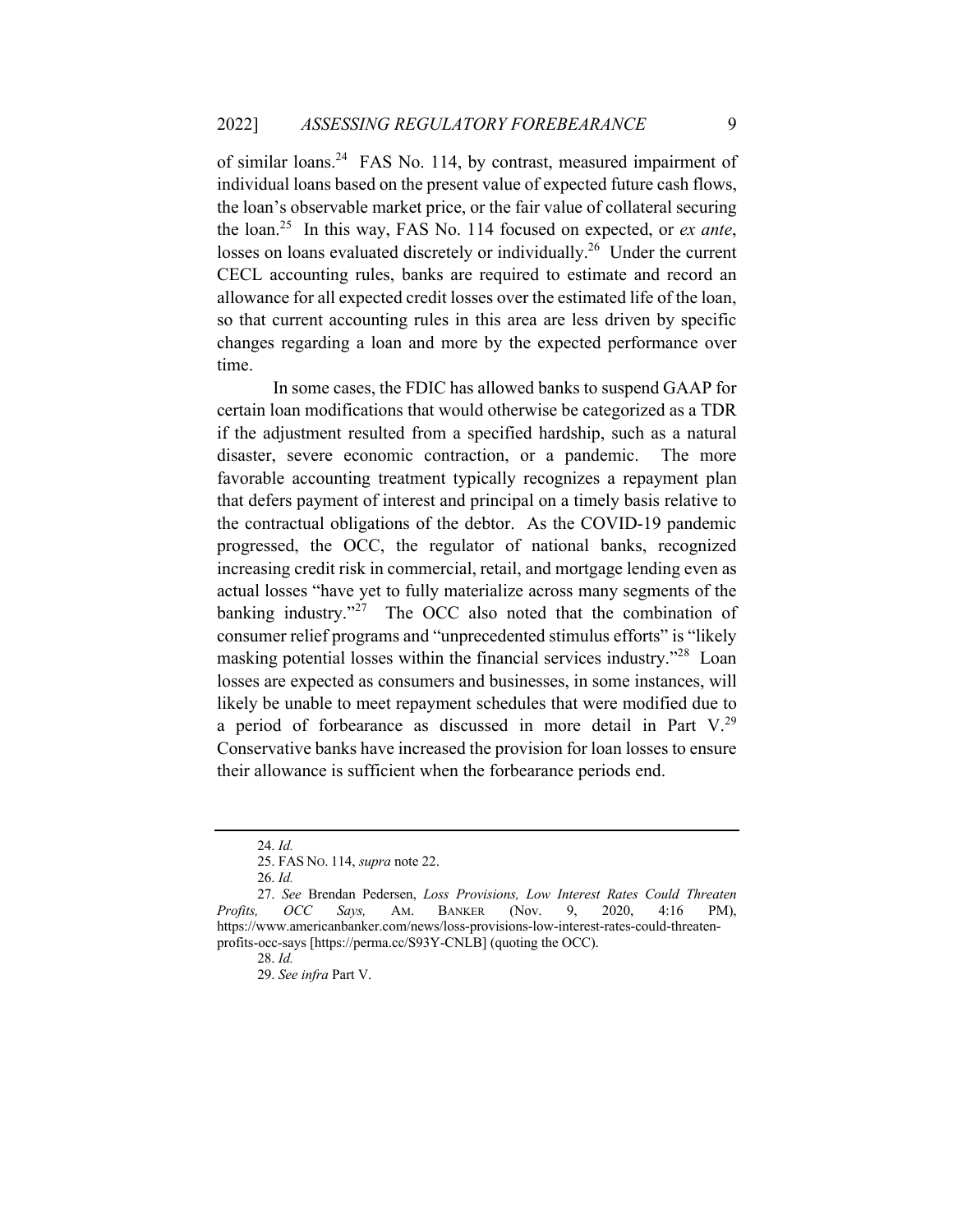of similar loans.[24] FAS No. 114, by contrast, measured impairment of individual loans based on the present value of expected future cash flows, the loan's observable market price, or the fair value of collateral securing the loan.[25] In this way, FAS No. 114 focused on expected, or *ex ante*, losses on loans evaluated discretely or individually.[26] Under the current CECL accounting rules, banks are required to estimate and record an allowance for all expected credit losses over the estimated life of the loan, so that current accounting rules in this area are less driven by specific changes regarding a loan and more by the expected performance over time.

In some cases, the FDIC has allowed banks to suspend GAAP for certain loan modifications that would otherwise be categorized as a TDR if the adjustment resulted from a specified hardship, such as a natural disaster, severe economic contraction, or a pandemic. The more favorable accounting treatment typically recognizes a repayment plan that defers payment of interest and principal on a timely basis relative to the contractual obligations of the debtor. As the COVID-19 pandemic progressed, the OCC, the regulator of national banks, recognized increasing credit risk in commercial, retail, and mortgage lending even as actual losses "have yet to fully materialize across many segments of the banking industry."[27] The OCC also noted that the combination of consumer relief programs and "unprecedented stimulus efforts" is "likely masking potential losses within the financial services industry."[28] Loan losses are expected as consumers and businesses, in some instances, will likely be unable to meet repayment schedules that were modified due to a period of forbearance as discussed in more detail in Part V.[29] Conservative banks have increased the provision for loan losses to ensure their allowance is sufficient when the forbearance periods end.

---

24. *Id.*

25. FAS No. 114, *supra* note 22.

26. *Id.*

27. *See* Brendan Pedersen, *Loss Provisions, Low Interest Rates Could Threaten Profits, OCC Says,* AM. BANKER (Nov. 9, 2020, 4:16 PM), https://www.americanbanker.com/news/loss-provisions-low-interest-rates-could-threaten-profits-occ-says [https://perma.cc/S93Y-CNLB] (quoting the OCC).

28. *Id.*

29. *See infra* Part V.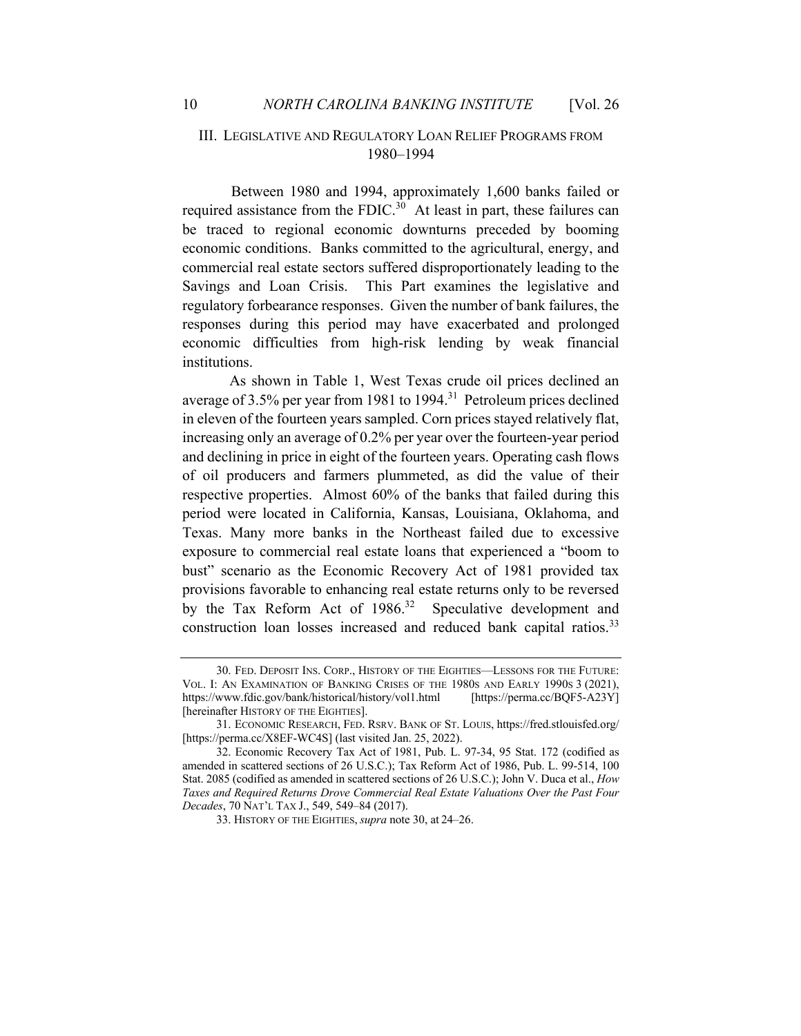## III. LEGISLATIVE AND REGULATORY LOAN RELIEF PROGRAMS FROM 1980–1994

Between 1980 and 1994, approximately 1,600 banks failed or required assistance from the FDIC.[30] At least in part, these failures can be traced to regional economic downturns preceded by booming economic conditions. Banks committed to the agricultural, energy, and commercial real estate sectors suffered disproportionately leading to the Savings and Loan Crisis. This Part examines the legislative and regulatory forbearance responses. Given the number of bank failures, the responses during this period may have exacerbated and prolonged economic difficulties from high-risk lending by weak financial institutions.

As shown in Table 1, West Texas crude oil prices declined an average of 3.5% per year from 1981 to 1994.[31] Petroleum prices declined in eleven of the fourteen years sampled. Corn prices stayed relatively flat, increasing only an average of 0.2% per year over the fourteen-year period and declining in price in eight of the fourteen years. Operating cash flows of oil producers and farmers plummeted, as did the value of their respective properties. Almost 60% of the banks that failed during this period were located in California, Kansas, Louisiana, Oklahoma, and Texas. Many more banks in the Northeast failed due to excessive exposure to commercial real estate loans that experienced a "boom to bust" scenario as the Economic Recovery Act of 1981 provided tax provisions favorable to enhancing real estate returns only to be reversed by the Tax Reform Act of 1986.[32] Speculative development and construction loan losses increased and reduced bank capital ratios.[33]

---

30. FED. DEPOSIT INS. CORP., HISTORY OF THE EIGHTIES—LESSONS FOR THE FUTURE: VOL. I: AN EXAMINATION OF BANKING CRISES OF THE 1980S AND EARLY 1990S 3 (2021), https://www.fdic.gov/bank/historical/history/vol1.html [https://perma.cc/BQF5-A23Y] [hereinafter HISTORY OF THE EIGHTIES].

31. ECONOMIC RESEARCH, FED. RSRV. BANK OF ST. LOUIS, https://fred.stlouisfed.org/ [https://perma.cc/X8EF-WC4S] (last visited Jan. 25, 2022).

32. Economic Recovery Tax Act of 1981, Pub. L. 97-34, 95 Stat. 172 (codified as amended in scattered sections of 26 U.S.C.); Tax Reform Act of 1986, Pub. L. 99-514, 100 Stat. 2085 (codified as amended in scattered sections of 26 U.S.C.); John V. Duca et al., *How Taxes and Required Returns Drove Commercial Real Estate Valuations Over the Past Four Decades*, 70 NAT'L TAX J., 549, 549–84 (2017).

33. HISTORY OF THE EIGHTIES, *supra* note 30, at 24–26.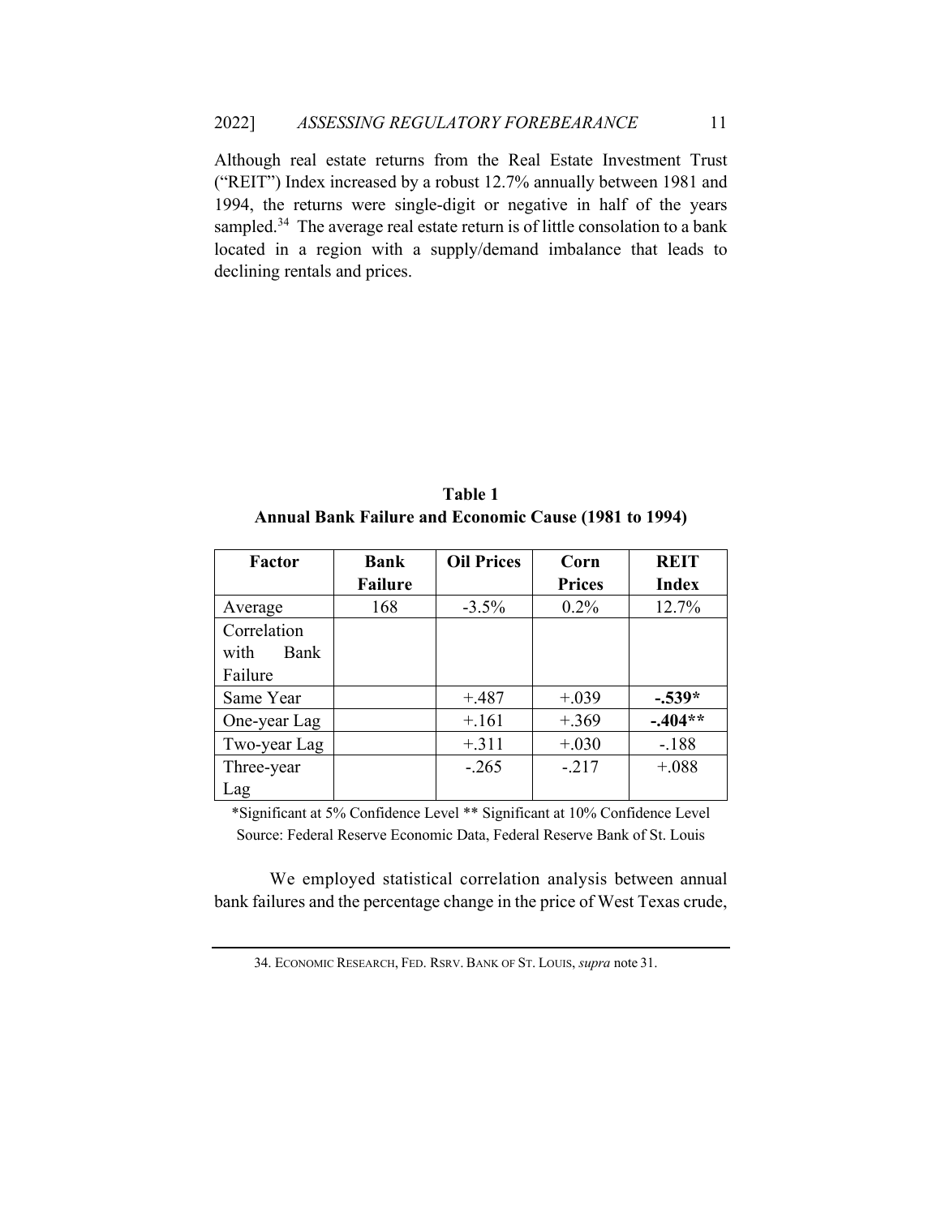Although real estate returns from the Real Estate Investment Trust ("REIT") Index increased by a robust 12.7% annually between 1981 and 1994, the returns were single-digit or negative in half of the years sampled.[34] The average real estate return is of little consolation to a bank located in a region with a supply/demand imbalance that leads to declining rentals and prices.

**Table 1**
**Annual Bank Failure and Economic Cause (1981 to 1994)**

| Factor | Bank Failure | Oil Prices | Corn Prices | REIT Index |
|---|---|---|---|---|
| Average | 168 | -3.5% | 0.2% | 12.7% |
| Correlation with Bank Failure | | | | |
| Same Year | | +.487 | +.039 | **-.539*** |
| One-year Lag | | +.161 | +.369 | **-.404**** |
| Two-year Lag | | +.311 | +.030 | -.188 |
| Three-year Lag | | -.265 | -.217 | +.088 |

*Significant at 5% Confidence Level ** Significant at 10% Confidence Level
Source: Federal Reserve Economic Data, Federal Reserve Bank of St. Louis

We employed statistical correlation analysis between annual bank failures and the percentage change in the price of West Texas crude,

---

34. ECONOMIC RESEARCH, FED. RSRV. BANK OF ST. LOUIS, *supra* note 31.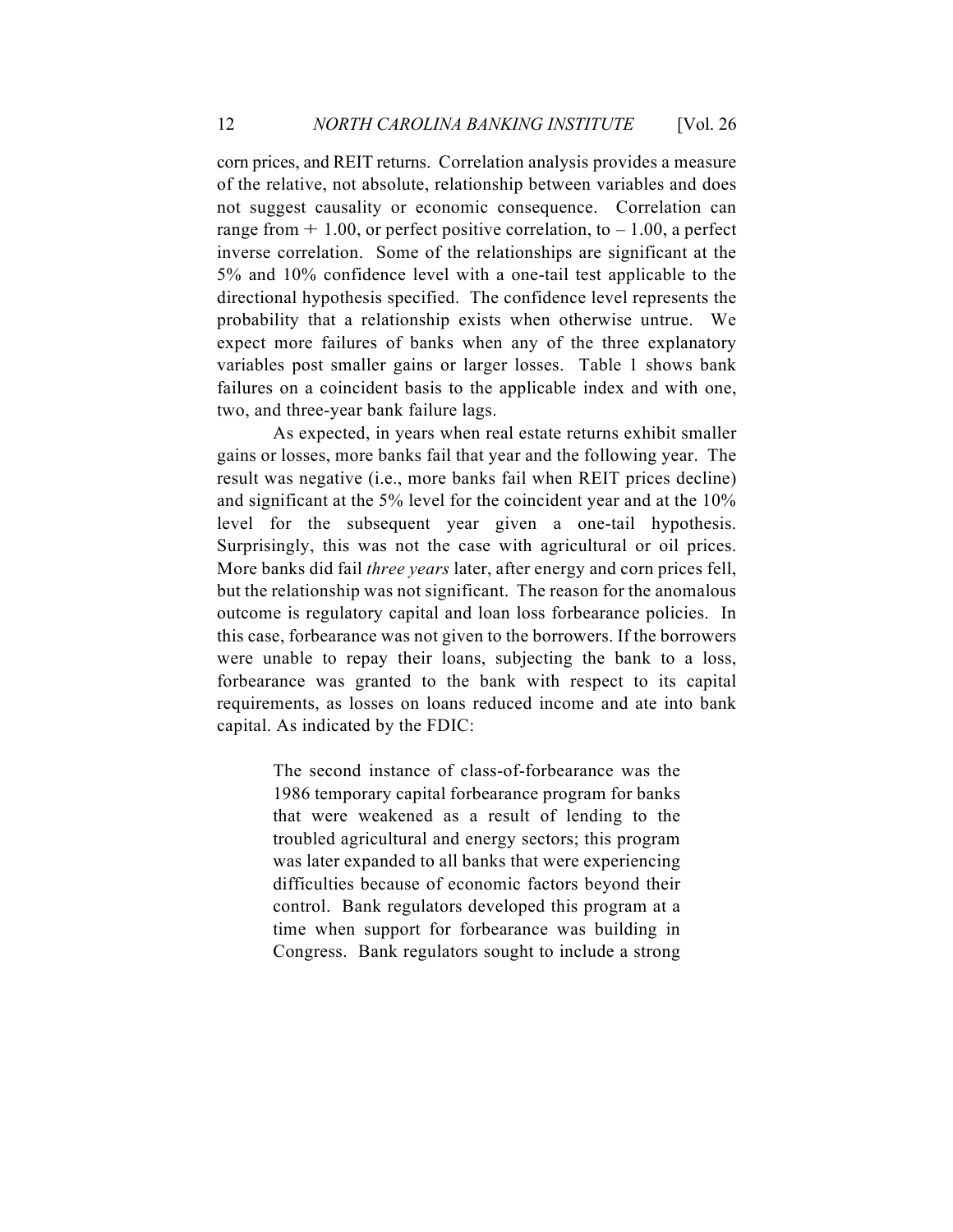corn prices, and REIT returns. Correlation analysis provides a measure of the relative, not absolute, relationship between variables and does not suggest causality or economic consequence. Correlation can range from + 1.00, or perfect positive correlation, to – 1.00, a perfect inverse correlation. Some of the relationships are significant at the 5% and 10% confidence level with a one-tail test applicable to the directional hypothesis specified. The confidence level represents the probability that a relationship exists when otherwise untrue. We expect more failures of banks when any of the three explanatory variables post smaller gains or larger losses. Table 1 shows bank failures on a coincident basis to the applicable index and with one, two, and three-year bank failure lags.

As expected, in years when real estate returns exhibit smaller gains or losses, more banks fail that year and the following year. The result was negative (i.e., more banks fail when REIT prices decline) and significant at the 5% level for the coincident year and at the 10% level for the subsequent year given a one-tail hypothesis. Surprisingly, this was not the case with agricultural or oil prices. More banks did fail *three years* later, after energy and corn prices fell, but the relationship was not significant. The reason for the anomalous outcome is regulatory capital and loan loss forbearance policies. In this case, forbearance was not given to the borrowers. If the borrowers were unable to repay their loans, subjecting the bank to a loss, forbearance was granted to the bank with respect to its capital requirements, as losses on loans reduced income and ate into bank capital. As indicated by the FDIC:

> The second instance of class-of-forbearance was the 1986 temporary capital forbearance program for banks that were weakened as a result of lending to the troubled agricultural and energy sectors; this program was later expanded to all banks that were experiencing difficulties because of economic factors beyond their control. Bank regulators developed this program at a time when support for forbearance was building in Congress. Bank regulators sought to include a strong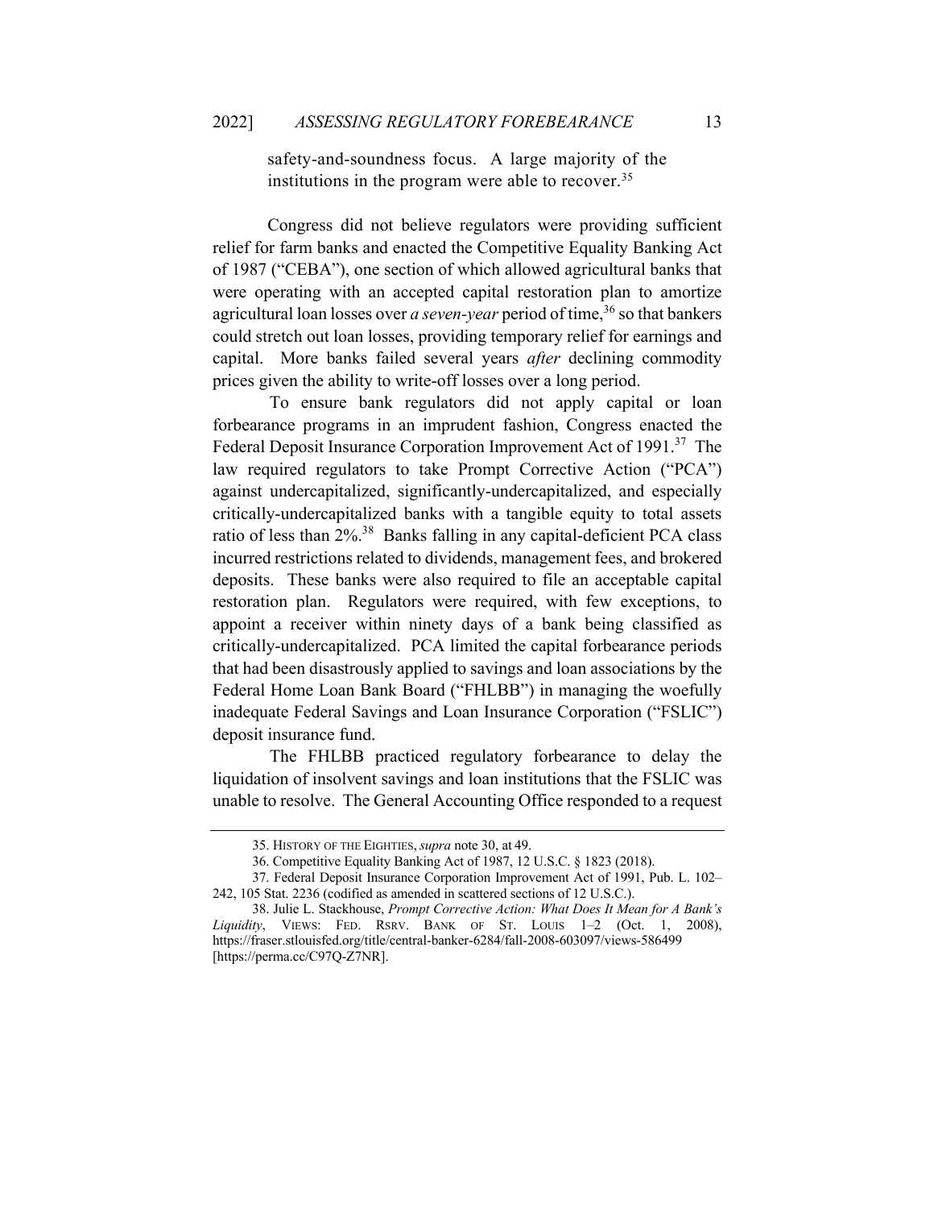> safety-and-soundness focus. A large majority of the institutions in the program were able to recover.[35]

Congress did not believe regulators were providing sufficient relief for farm banks and enacted the Competitive Equality Banking Act of 1987 ("CEBA"), one section of which allowed agricultural banks that were operating with an accepted capital restoration plan to amortize agricultural loan losses over *a seven-year* period of time,[36] so that bankers could stretch out loan losses, providing temporary relief for earnings and capital. More banks failed several years *after* declining commodity prices given the ability to write-off losses over a long period.

To ensure bank regulators did not apply capital or loan forbearance programs in an imprudent fashion, Congress enacted the Federal Deposit Insurance Corporation Improvement Act of 1991.[37] The law required regulators to take Prompt Corrective Action ("PCA") against undercapitalized, significantly-undercapitalized, and especially critically-undercapitalized banks with a tangible equity to total assets ratio of less than 2%.[38] Banks falling in any capital-deficient PCA class incurred restrictions related to dividends, management fees, and brokered deposits. These banks were also required to file an acceptable capital restoration plan. Regulators were required, with few exceptions, to appoint a receiver within ninety days of a bank being classified as critically-undercapitalized. PCA limited the capital forbearance periods that had been disastrously applied to savings and loan associations by the Federal Home Loan Bank Board ("FHLBB") in managing the woefully inadequate Federal Savings and Loan Insurance Corporation ("FSLIC") deposit insurance fund.

The FHLBB practiced regulatory forbearance to delay the liquidation of insolvent savings and loan institutions that the FSLIC was unable to resolve. The General Accounting Office responded to a request

---

35. HISTORY OF THE EIGHTIES, *supra* note 30, at 49.

36. Competitive Equality Banking Act of 1987, 12 U.S.C. § 1823 (2018).

37. Federal Deposit Insurance Corporation Improvement Act of 1991, Pub. L. 102–242, 105 Stat. 2236 (codified as amended in scattered sections of 12 U.S.C.).

38. Julie L. Stackhouse, *Prompt Corrective Action: What Does It Mean for A Bank's Liquidity*, VIEWS: FED. RSRV. BANK OF ST. LOUIS 1–2 (Oct. 1, 2008), https://fraser.stlouisfed.org/title/central-banker-6284/fall-2008-603097/views-586499 [https://perma.cc/C97Q-Z7NR].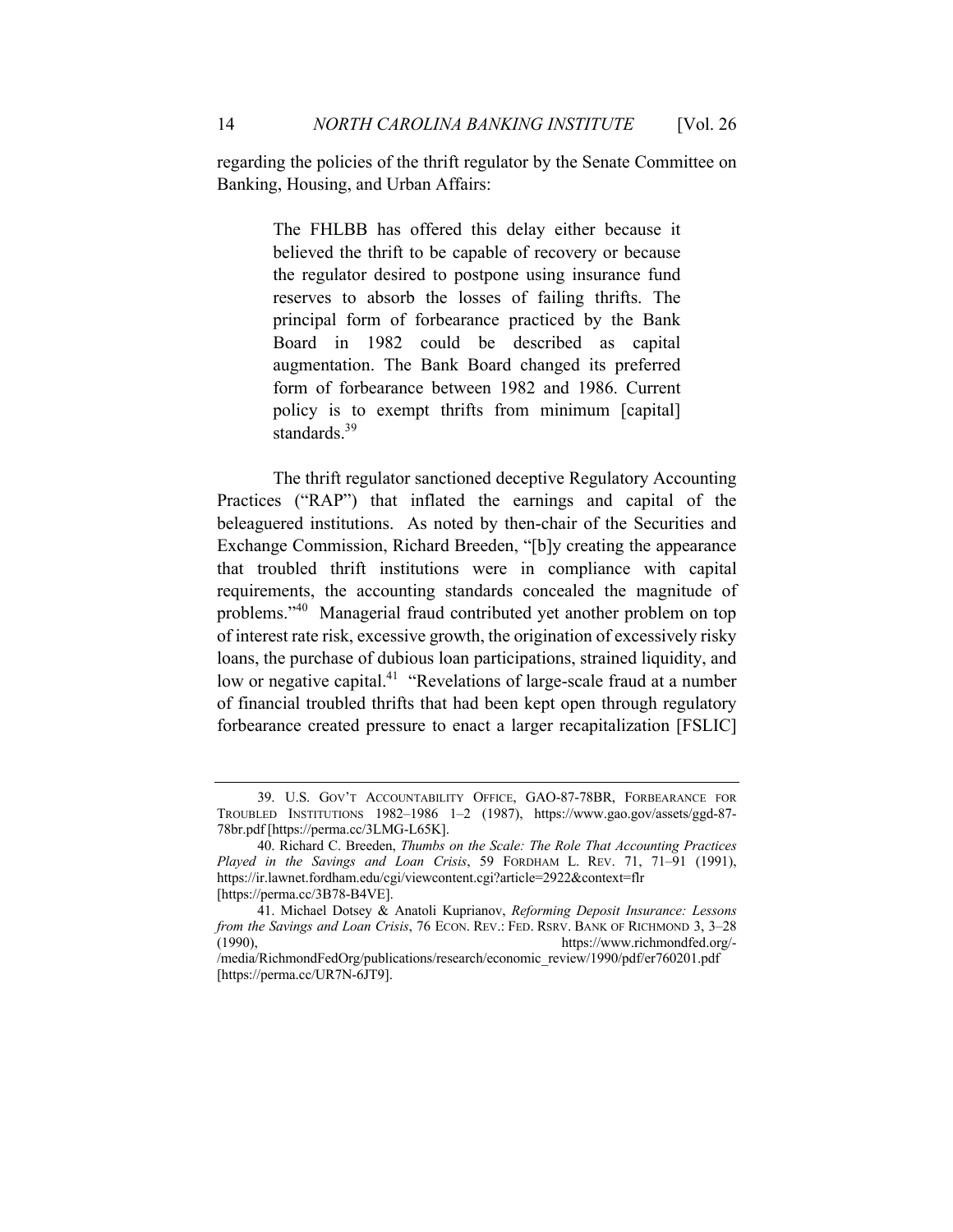regarding the policies of the thrift regulator by the Senate Committee on Banking, Housing, and Urban Affairs:

> The FHLBB has offered this delay either because it believed the thrift to be capable of recovery or because the regulator desired to postpone using insurance fund reserves to absorb the losses of failing thrifts. The principal form of forbearance practiced by the Bank Board in 1982 could be described as capital augmentation. The Bank Board changed its preferred form of forbearance between 1982 and 1986. Current policy is to exempt thrifts from minimum [capital] standards.[39]

The thrift regulator sanctioned deceptive Regulatory Accounting Practices ("RAP") that inflated the earnings and capital of the beleaguered institutions. As noted by then-chair of the Securities and Exchange Commission, Richard Breeden, "[b]y creating the appearance that troubled thrift institutions were in compliance with capital requirements, the accounting standards concealed the magnitude of problems."[40] Managerial fraud contributed yet another problem on top of interest rate risk, excessive growth, the origination of excessively risky loans, the purchase of dubious loan participations, strained liquidity, and low or negative capital.[41] "Revelations of large-scale fraud at a number of financial troubled thrifts that had been kept open through regulatory forbearance created pressure to enact a larger recapitalization [FSLIC]

---

39. U.S. GOV'T ACCOUNTABILITY OFFICE, GAO-87-78BR, FORBEARANCE FOR TROUBLED INSTITUTIONS 1982–1986 1–2 (1987), https://www.gao.gov/assets/ggd-87-78br.pdf [https://perma.cc/3LMG-L65K].

40. Richard C. Breeden, *Thumbs on the Scale: The Role That Accounting Practices Played in the Savings and Loan Crisis*, 59 FORDHAM L. REV. 71, 71–91 (1991), https://ir.lawnet.fordham.edu/cgi/viewcontent.cgi?article=2922&context=flr [https://perma.cc/3B78-B4VE].

41. Michael Dotsey & Anatoli Kuprianov, *Reforming Deposit Insurance: Lessons from the Savings and Loan Crisis*, 76 ECON. REV.: FED. RSRV. BANK OF RICHMOND 3, 3–28 (1990), https://www.richmondfed.org/-/media/RichmondFedOrg/publications/research/economic_review/1990/pdf/er760201.pdf [https://perma.cc/UR7N-6JT9].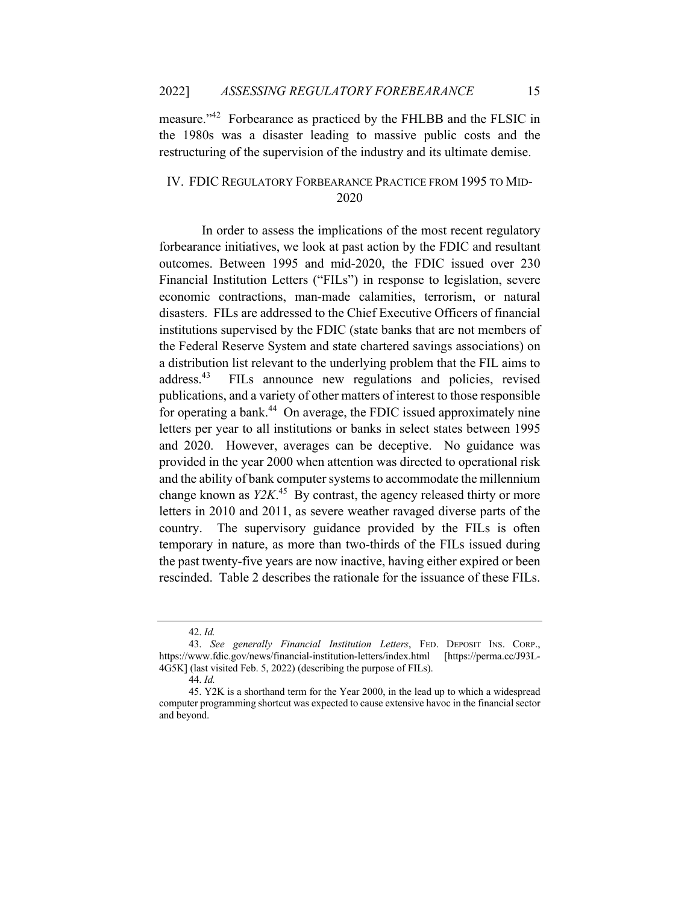measure."[42] Forbearance as practiced by the FHLBB and the FLSIC in the 1980s was a disaster leading to massive public costs and the restructuring of the supervision of the industry and its ultimate demise.

## IV. FDIC Regulatory Forbearance Practice from 1995 to Mid-2020

In order to assess the implications of the most recent regulatory forbearance initiatives, we look at past action by the FDIC and resultant outcomes. Between 1995 and mid-2020, the FDIC issued over 230 Financial Institution Letters ("FILs") in response to legislation, severe economic contractions, man-made calamities, terrorism, or natural disasters. FILs are addressed to the Chief Executive Officers of financial institutions supervised by the FDIC (state banks that are not members of the Federal Reserve System and state chartered savings associations) on a distribution list relevant to the underlying problem that the FIL aims to address.[43] FILs announce new regulations and policies, revised publications, and a variety of other matters of interest to those responsible for operating a bank.[44] On average, the FDIC issued approximately nine letters per year to all institutions or banks in select states between 1995 and 2020. However, averages can be deceptive. No guidance was provided in the year 2000 when attention was directed to operational risk and the ability of bank computer systems to accommodate the millennium change known as *Y2K*.[45] By contrast, the agency released thirty or more letters in 2010 and 2011, as severe weather ravaged diverse parts of the country. The supervisory guidance provided by the FILs is often temporary in nature, as more than two-thirds of the FILs issued during the past twenty-five years are now inactive, having either expired or been rescinded. Table 2 describes the rationale for the issuance of these FILs.

---

42. *Id.*

43. *See generally Financial Institution Letters*, FED. DEPOSIT INS. CORP., https://www.fdic.gov/news/financial-institution-letters/index.html [https://perma.cc/J93L-4G5K] (last visited Feb. 5, 2022) (describing the purpose of FILs).

44. *Id.*

45. Y2K is a shorthand term for the Year 2000, in the lead up to which a widespread computer programming shortcut was expected to cause extensive havoc in the financial sector and beyond.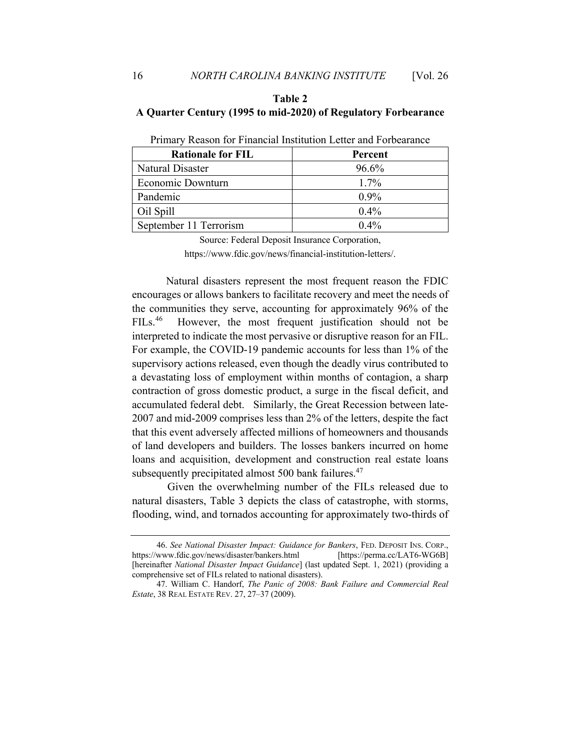**Table 2**
**A Quarter Century (1995 to mid-2020) of Regulatory Forbearance**

Primary Reason for Financial Institution Letter and Forbearance

| Rationale for FIL | Percent |
|---|---|
| Natural Disaster | 96.6% |
| Economic Downturn | 1.7% |
| Pandemic | 0.9% |
| Oil Spill | 0.4% |
| September 11 Terrorism | 0.4% |

Source: Federal Deposit Insurance Corporation, https://www.fdic.gov/news/financial-institution-letters/.

Natural disasters represent the most frequent reason the FDIC encourages or allows bankers to facilitate recovery and meet the needs of the communities they serve, accounting for approximately 96% of the FILs.[46] However, the most frequent justification should not be interpreted to indicate the most pervasive or disruptive reason for an FIL. For example, the COVID-19 pandemic accounts for less than 1% of the supervisory actions released, even though the deadly virus contributed to a devastating loss of employment within months of contagion, a sharp contraction of gross domestic product, a surge in the fiscal deficit, and accumulated federal debt. Similarly, the Great Recession between late-2007 and mid-2009 comprises less than 2% of the letters, despite the fact that this event adversely affected millions of homeowners and thousands of land developers and builders. The losses bankers incurred on home loans and acquisition, development and construction real estate loans subsequently precipitated almost 500 bank failures.[47]

Given the overwhelming number of the FILs released due to natural disasters, Table 3 depicts the class of catastrophe, with storms, flooding, wind, and tornados accounting for approximately two-thirds of

46. *See National Disaster Impact: Guidance for Bankers*, FED. DEPOSIT INS. CORP., https://www.fdic.gov/news/disaster/bankers.html [https://perma.cc/LAT6-WG6B] [hereinafter *National Disaster Impact Guidance*] (last updated Sept. 1, 2021) (providing a comprehensive set of FILs related to national disasters).

47. William C. Handorf, *The Panic of 2008: Bank Failure and Commercial Real Estate*, 38 REAL ESTATE REV. 27, 27–37 (2009).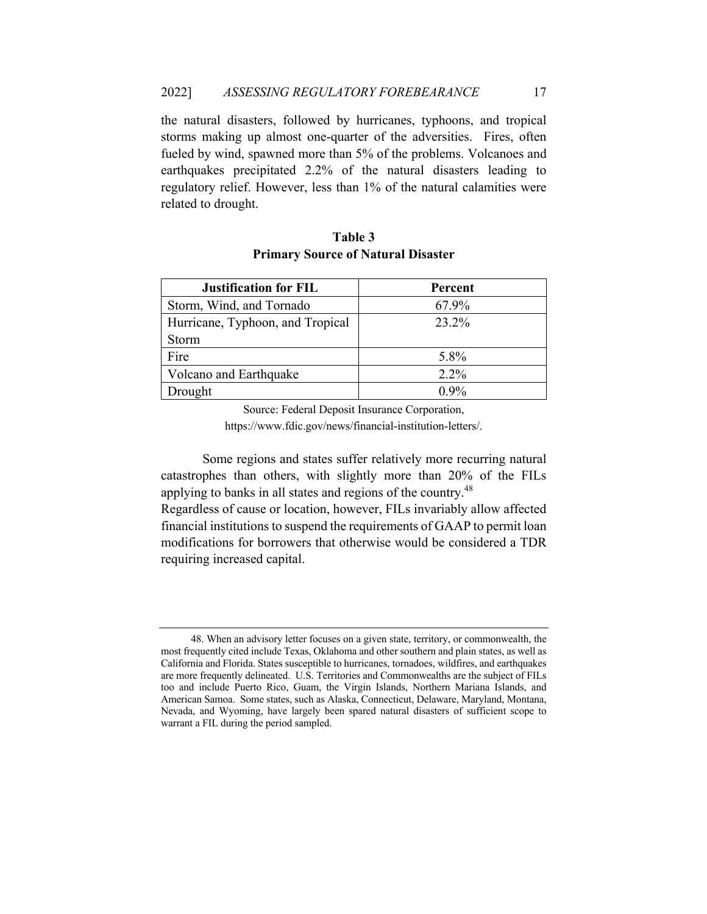the natural disasters, followed by hurricanes, typhoons, and tropical storms making up almost one-quarter of the adversities. Fires, often fueled by wind, spawned more than 5% of the problems. Volcanoes and earthquakes precipitated 2.2% of the natural disasters leading to regulatory relief. However, less than 1% of the natural calamities were related to drought.

**Table 3**
**Primary Source of Natural Disaster**

| Justification for FIL | Percent |
|---|---|
| Storm, Wind, and Tornado | 67.9% |
| Hurricane, Typhoon, and Tropical Storm | 23.2% |
| Fire | 5.8% |
| Volcano and Earthquake | 2.2% |
| Drought | 0.9% |

Source: Federal Deposit Insurance Corporation, https://www.fdic.gov/news/financial-institution-letters/.

Some regions and states suffer relatively more recurring natural catastrophes than others, with slightly more than 20% of the FILs applying to banks in all states and regions of the country.[48]

Regardless of cause or location, however, FILs invariably allow affected financial institutions to suspend the requirements of GAAP to permit loan modifications for borrowers that otherwise would be considered a TDR requiring increased capital.

---

48. When an advisory letter focuses on a given state, territory, or commonwealth, the most frequently cited include Texas, Oklahoma and other southern and plain states, as well as California and Florida. States susceptible to hurricanes, tornadoes, wildfires, and earthquakes are more frequently delineated. U.S. Territories and Commonwealths are the subject of FILs too and include Puerto Rico, Guam, the Virgin Islands, Northern Mariana Islands, and American Samoa. Some states, such as Alaska, Connecticut, Delaware, Maryland, Montana, Nevada, and Wyoming, have largely been spared natural disasters of sufficient scope to warrant a FIL during the period sampled.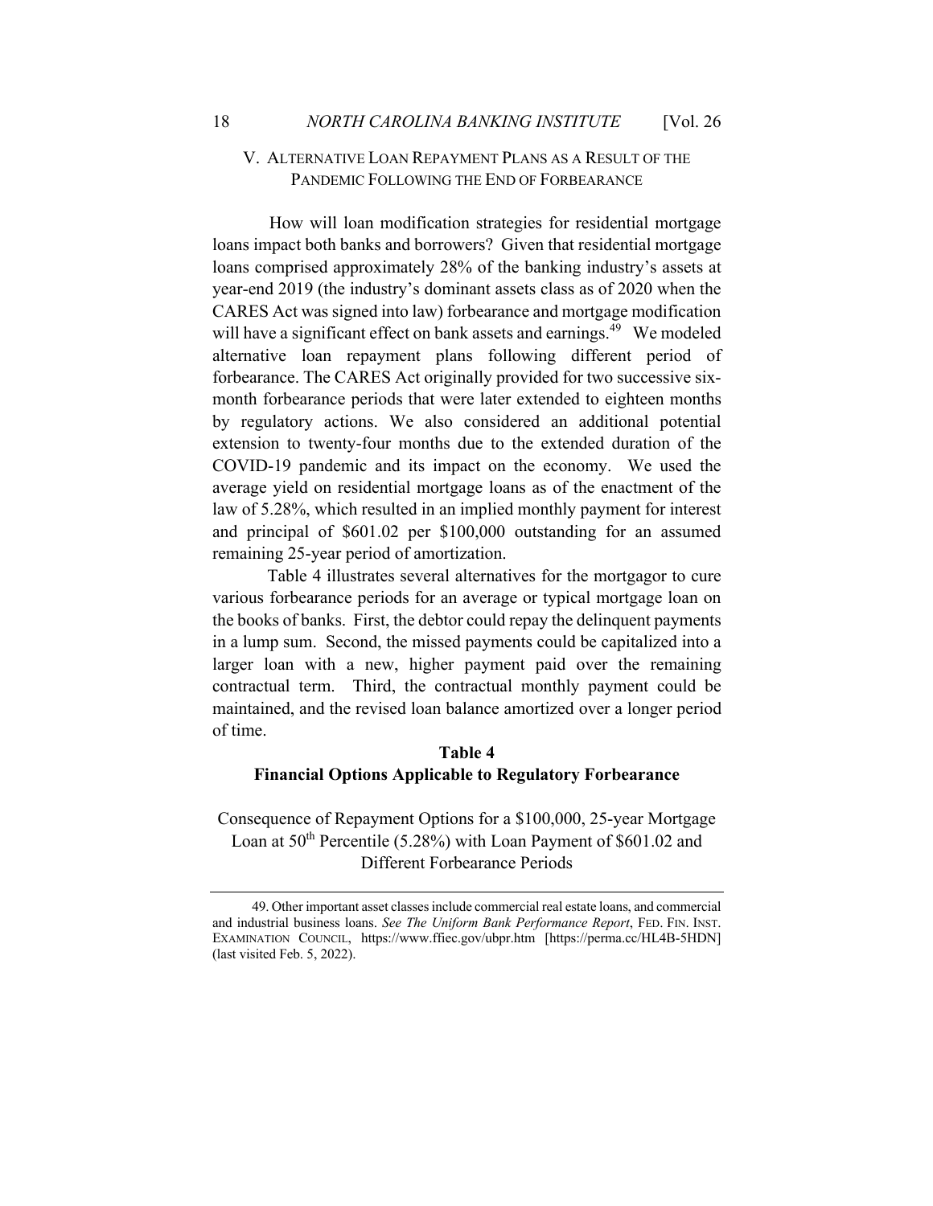## V. ALTERNATIVE LOAN REPAYMENT PLANS AS A RESULT OF THE PANDEMIC FOLLOWING THE END OF FORBEARANCE

How will loan modification strategies for residential mortgage loans impact both banks and borrowers? Given that residential mortgage loans comprised approximately 28% of the banking industry's assets at year-end 2019 (the industry's dominant assets class as of 2020 when the CARES Act was signed into law) forbearance and mortgage modification will have a significant effect on bank assets and earnings.[49] We modeled alternative loan repayment plans following different period of forbearance. The CARES Act originally provided for two successive six-month forbearance periods that were later extended to eighteen months by regulatory actions. We also considered an additional potential extension to twenty-four months due to the extended duration of the COVID-19 pandemic and its impact on the economy. We used the average yield on residential mortgage loans as of the enactment of the law of 5.28%, which resulted in an implied monthly payment for interest and principal of $601.02 per $100,000 outstanding for an assumed remaining 25-year period of amortization.

Table 4 illustrates several alternatives for the mortgagor to cure various forbearance periods for an average or typical mortgage loan on the books of banks. First, the debtor could repay the delinquent payments in a lump sum. Second, the missed payments could be capitalized into a larger loan with a new, higher payment paid over the remaining contractual term. Third, the contractual monthly payment could be maintained, and the revised loan balance amortized over a longer period of time.

**Table 4**
**Financial Options Applicable to Regulatory Forbearance**

Consequence of Repayment Options for a $100,000, 25-year Mortgage Loan at 50th Percentile (5.28%) with Loan Payment of $601.02 and Different Forbearance Periods

---

49. Other important asset classes include commercial real estate loans, and commercial and industrial business loans. *See The Uniform Bank Performance Report*, FED. FIN. INST. EXAMINATION COUNCIL, https://www.ffiec.gov/ubpr.htm [https://perma.cc/HL4B-5HDN] (last visited Feb. 5, 2022).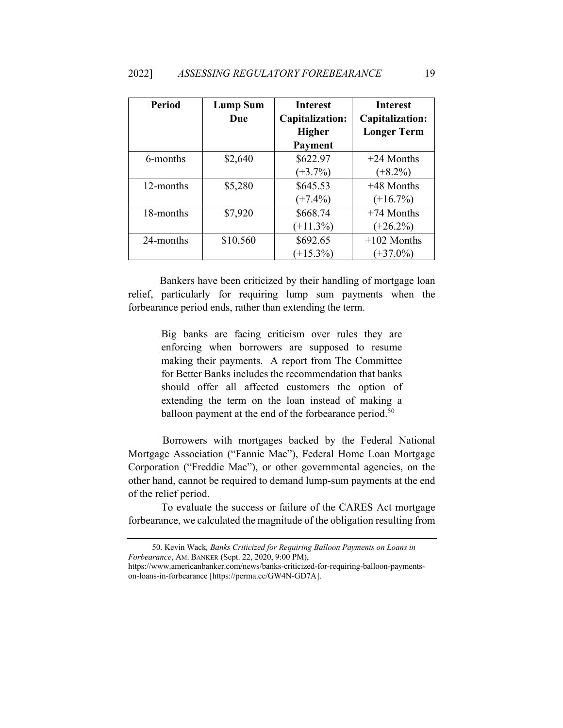| Period | Lump Sum Due | Interest Capitalization: Higher Payment | Interest Capitalization: Longer Term |
|---|---|---|---|
| 6-months | $2,640 | $622.97 (+3.7%) | +24 Months (+8.2%) |
| 12-months | $5,280 | $645.53 (+7.4%) | +48 Months (+16.7%) |
| 18-months | $7,920 | $668.74 (+11.3%) | +74 Months (+26.2%) |
| 24-months | $10,560 | $692.65 (+15.3%) | +102 Months (+37.0%) |

Bankers have been criticized by their handling of mortgage loan relief, particularly for requiring lump sum payments when the forbearance period ends, rather than extending the term.

> Big banks are facing criticism over rules they are enforcing when borrowers are supposed to resume making their payments. A report from The Committee for Better Banks includes the recommendation that banks should offer all affected customers the option of extending the term on the loan instead of making a balloon payment at the end of the forbearance period.[50]

Borrowers with mortgages backed by the Federal National Mortgage Association ("Fannie Mae"), Federal Home Loan Mortgage Corporation ("Freddie Mac"), or other governmental agencies, on the other hand, cannot be required to demand lump-sum payments at the end of the relief period.

To evaluate the success or failure of the CARES Act mortgage forbearance, we calculated the magnitude of the obligation resulting from

---

50. Kevin Wack, *Banks Criticized for Requiring Balloon Payments on Loans in Forbearance*, AM. BANKER (Sept. 22, 2020, 9:00 PM), https://www.americanbanker.com/news/banks-criticized-for-requiring-balloon-payments-on-loans-in-forbearance [https://perma.cc/GW4N-GD7A].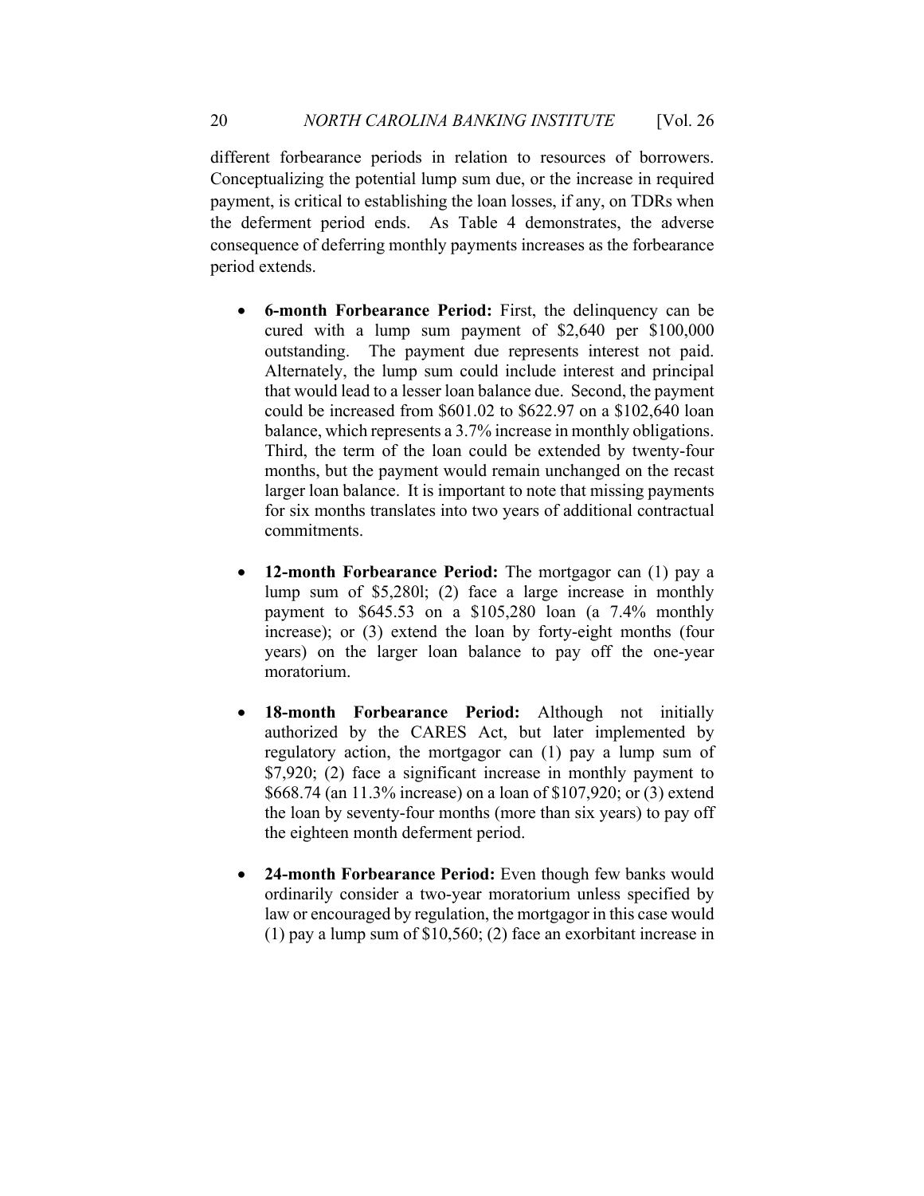different forbearance periods in relation to resources of borrowers. Conceptualizing the potential lump sum due, or the increase in required payment, is critical to establishing the loan losses, if any, on TDRs when the deferment period ends. As Table 4 demonstrates, the adverse consequence of deferring monthly payments increases as the forbearance period extends.

- **6-month Forbearance Period:** First, the delinquency can be cured with a lump sum payment of $2,640 per $100,000 outstanding. The payment due represents interest not paid. Alternately, the lump sum could include interest and principal that would lead to a lesser loan balance due. Second, the payment could be increased from $601.02 to $622.97 on a $102,640 loan balance, which represents a 3.7% increase in monthly obligations. Third, the term of the loan could be extended by twenty-four months, but the payment would remain unchanged on the recast larger loan balance. It is important to note that missing payments for six months translates into two years of additional contractual commitments.

- **12-month Forbearance Period:** The mortgagor can (1) pay a lump sum of $5,280l; (2) face a large increase in monthly payment to $645.53 on a $105,280 loan (a 7.4% monthly increase); or (3) extend the loan by forty-eight months (four years) on the larger loan balance to pay off the one-year moratorium.

- **18-month Forbearance Period:** Although not initially authorized by the CARES Act, but later implemented by regulatory action, the mortgagor can (1) pay a lump sum of $7,920; (2) face a significant increase in monthly payment to $668.74 (an 11.3% increase) on a loan of $107,920; or (3) extend the loan by seventy-four months (more than six years) to pay off the eighteen month deferment period.

- **24-month Forbearance Period:** Even though few banks would ordinarily consider a two-year moratorium unless specified by law or encouraged by regulation, the mortgagor in this case would (1) pay a lump sum of $10,560; (2) face an exorbitant increase in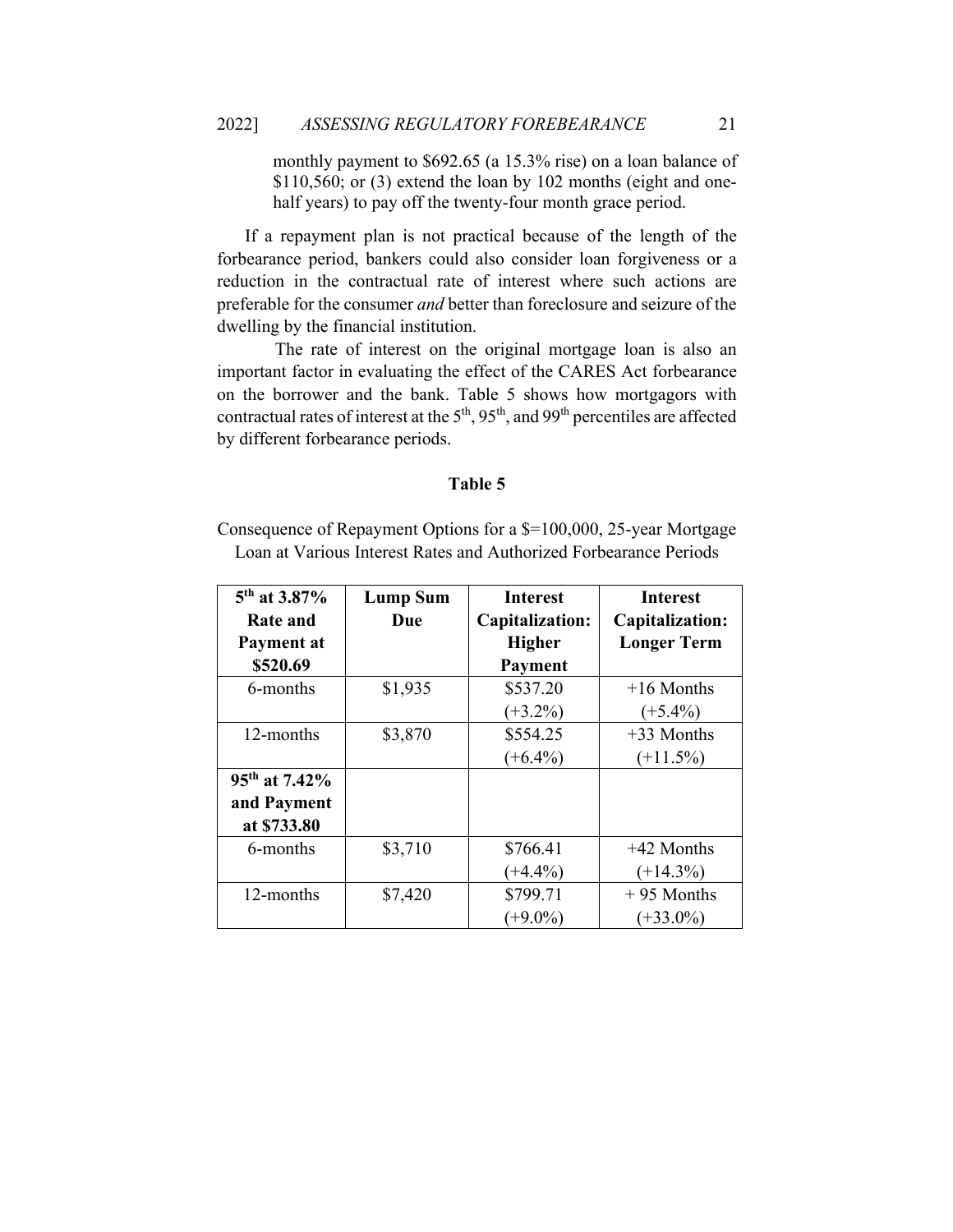monthly payment to $692.65 (a 15.3% rise) on a loan balance of $110,560; or (3) extend the loan by 102 months (eight and one-half years) to pay off the twenty-four month grace period.

If a repayment plan is not practical because of the length of the forbearance period, bankers could also consider loan forgiveness or a reduction in the contractual rate of interest where such actions are preferable for the consumer *and* better than foreclosure and seizure of the dwelling by the financial institution.

The rate of interest on the original mortgage loan is also an important factor in evaluating the effect of the CARES Act forbearance on the borrower and the bank. Table 5 shows how mortgagors with contractual rates of interest at the 5th, 95th, and 99th percentiles are affected by different forbearance periods.

**Table 5**

Consequence of Repayment Options for a $=100,000, 25-year Mortgage Loan at Various Interest Rates and Authorized Forbearance Periods

| **5th at 3.87% Rate and Payment at $520.69** | **Lump Sum Due** | **Interest Capitalization: Higher Payment** | **Interest Capitalization: Longer Term** |
|---|---|---|---|
| 6-months | $1,935 | $537.20 (+3.2%) | +16 Months (+5.4%) |
| 12-months | $3,870 | $554.25 (+6.4%) | +33 Months (+11.5%) |
| **95th at 7.42% and Payment at $733.80** | | | |
| 6-months | $3,710 | $766.41 (+4.4%) | +42 Months (+14.3%) |
| 12-months | $7,420 | $799.71 (+9.0%) | + 95 Months (+33.0%) |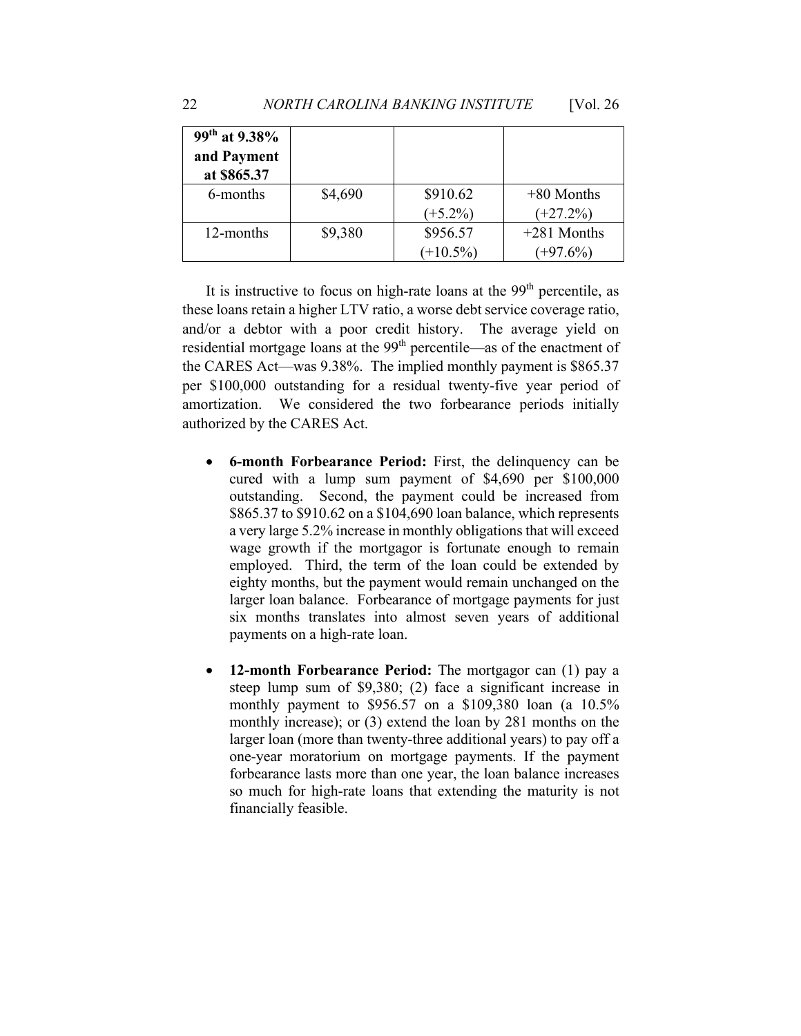| **99th at 9.38% and Payment at $865.37** | | | |
|---|---|---|---|
| 6-months | $4,690 | $910.62 (+5.2%) | +80 Months (+27.2%) |
| 12-months | $9,380 | $956.57 (+10.5%) | +281 Months (+97.6%) |

It is instructive to focus on high-rate loans at the 99th percentile, as these loans retain a higher LTV ratio, a worse debt service coverage ratio, and/or a debtor with a poor credit history. The average yield on residential mortgage loans at the 99th percentile—as of the enactment of the CARES Act—was 9.38%. The implied monthly payment is $865.37 per $100,000 outstanding for a residual twenty-five year period of amortization. We considered the two forbearance periods initially authorized by the CARES Act.

- **6-month Forbearance Period:** First, the delinquency can be cured with a lump sum payment of $4,690 per $100,000 outstanding. Second, the payment could be increased from $865.37 to $910.62 on a $104,690 loan balance, which represents a very large 5.2% increase in monthly obligations that will exceed wage growth if the mortgagor is fortunate enough to remain employed. Third, the term of the loan could be extended by eighty months, but the payment would remain unchanged on the larger loan balance. Forbearance of mortgage payments for just six months translates into almost seven years of additional payments on a high-rate loan.

- **12-month Forbearance Period:** The mortgagor can (1) pay a steep lump sum of $9,380; (2) face a significant increase in monthly payment to $956.57 on a $109,380 loan (a 10.5% monthly increase); or (3) extend the loan by 281 months on the larger loan (more than twenty-three additional years) to pay off a one-year moratorium on mortgage payments. If the payment forbearance lasts more than one year, the loan balance increases so much for high-rate loans that extending the maturity is not financially feasible.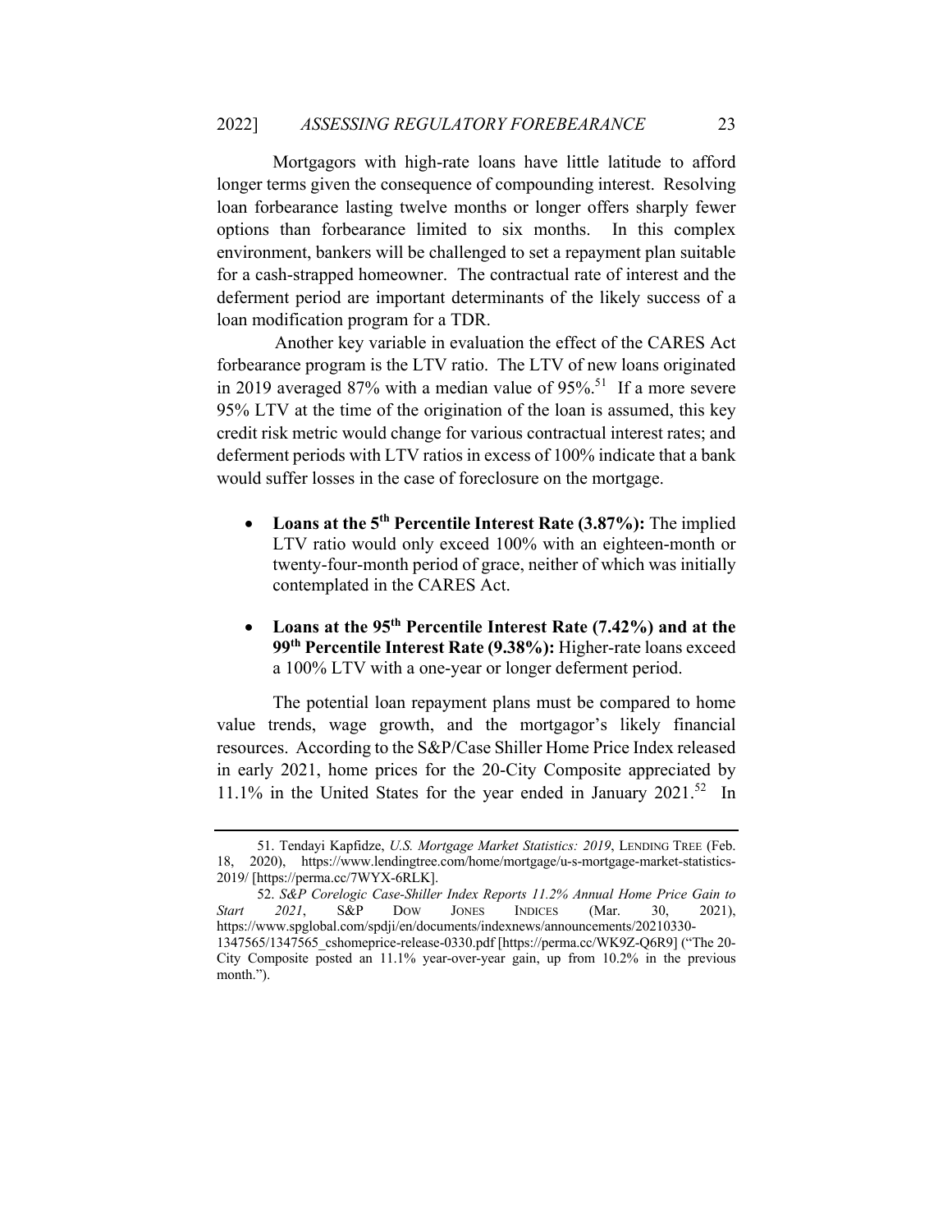Mortgagors with high-rate loans have little latitude to afford longer terms given the consequence of compounding interest. Resolving loan forbearance lasting twelve months or longer offers sharply fewer options than forbearance limited to six months. In this complex environment, bankers will be challenged to set a repayment plan suitable for a cash-strapped homeowner. The contractual rate of interest and the deferment period are important determinants of the likely success of a loan modification program for a TDR.

Another key variable in evaluation the effect of the CARES Act forbearance program is the LTV ratio. The LTV of new loans originated in 2019 averaged 87% with a median value of 95%.[51] If a more severe 95% LTV at the time of the origination of the loan is assumed, this key credit risk metric would change for various contractual interest rates; and deferment periods with LTV ratios in excess of 100% indicate that a bank would suffer losses in the case of foreclosure on the mortgage.

- **Loans at the 5th Percentile Interest Rate (3.87%):** The implied LTV ratio would only exceed 100% with an eighteen-month or twenty-four-month period of grace, neither of which was initially contemplated in the CARES Act.
- **Loans at the 95th Percentile Interest Rate (7.42%) and at the 99th Percentile Interest Rate (9.38%):** Higher-rate loans exceed a 100% LTV with a one-year or longer deferment period.

The potential loan repayment plans must be compared to home value trends, wage growth, and the mortgagor's likely financial resources. According to the S&P/Case Shiller Home Price Index released in early 2021, home prices for the 20-City Composite appreciated by 11.1% in the United States for the year ended in January 2021.[52] In

---

51. Tendayi Kapfidze, *U.S. Mortgage Market Statistics: 2019*, LENDING TREE (Feb. 18, 2020), https://www.lendingtree.com/home/mortgage/u-s-mortgage-market-statistics-2019/ [https://perma.cc/7WYX-6RLK].

52. *S&P Corelogic Case-Shiller Index Reports 11.2% Annual Home Price Gain to Start 2021*, S&P DOW JONES INDICES (Mar. 30, 2021), https://www.spglobal.com/spdji/en/documents/indexnews/announcements/20210330-1347565/1347565_cshomeprice-release-0330.pdf [https://perma.cc/WK9Z-Q6R9] ("The 20-City Composite posted an 11.1% year-over-year gain, up from 10.2% in the previous month.").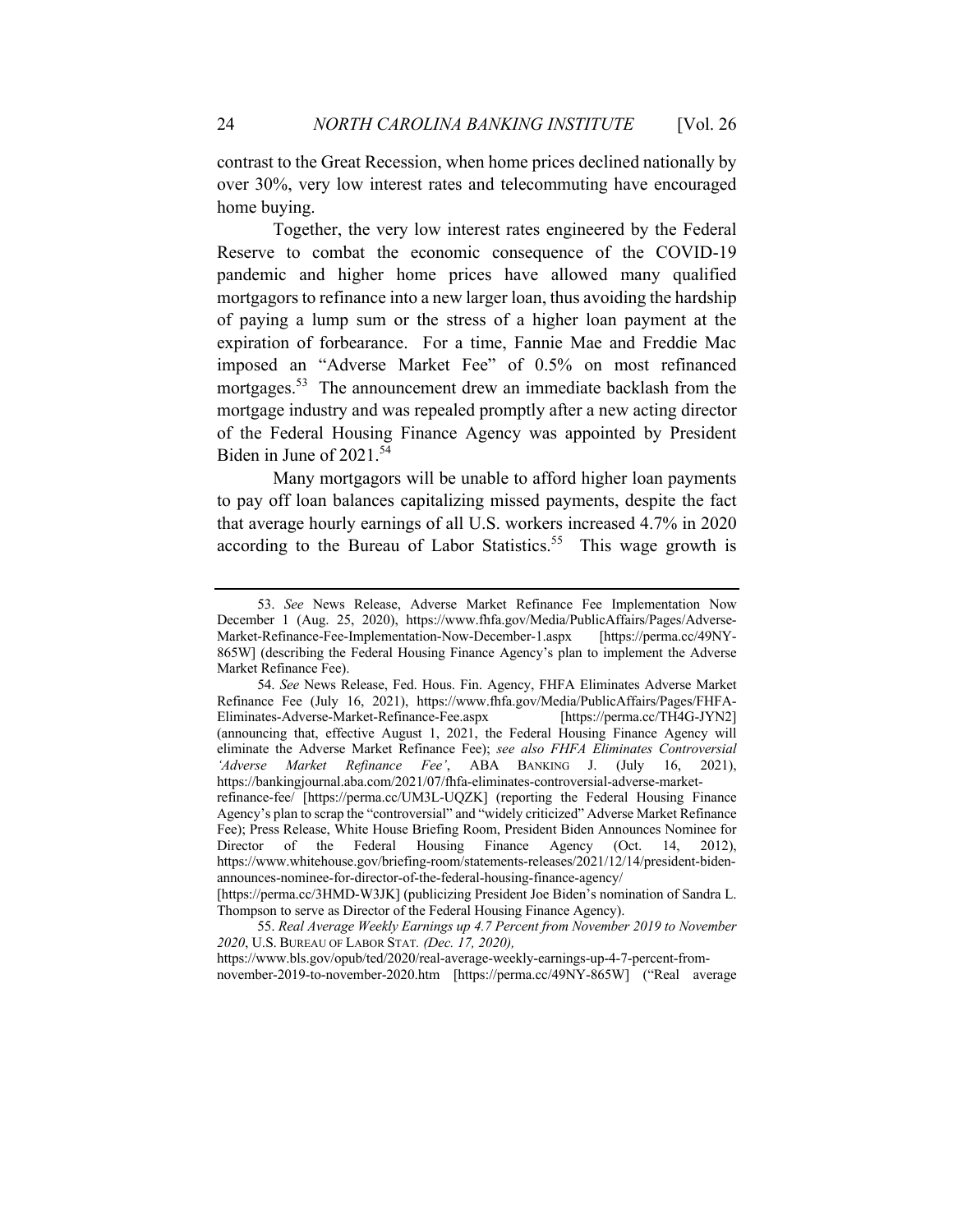contrast to the Great Recession, when home prices declined nationally by over 30%, very low interest rates and telecommuting have encouraged home buying.

Together, the very low interest rates engineered by the Federal Reserve to combat the economic consequence of the COVID-19 pandemic and higher home prices have allowed many qualified mortgagors to refinance into a new larger loan, thus avoiding the hardship of paying a lump sum or the stress of a higher loan payment at the expiration of forbearance. For a time, Fannie Mae and Freddie Mac imposed an "Adverse Market Fee" of 0.5% on most refinanced mortgages.[53] The announcement drew an immediate backlash from the mortgage industry and was repealed promptly after a new acting director of the Federal Housing Finance Agency was appointed by President Biden in June of 2021.[54]

Many mortgagors will be unable to afford higher loan payments to pay off loan balances capitalizing missed payments, despite the fact that average hourly earnings of all U.S. workers increased 4.7% in 2020 according to the Bureau of Labor Statistics.[55] This wage growth is

---

53. *See* News Release, Adverse Market Refinance Fee Implementation Now December 1 (Aug. 25, 2020), https://www.fhfa.gov/Media/PublicAffairs/Pages/Adverse-Market-Refinance-Fee-Implementation-Now-December-1.aspx [https://perma.cc/49NY-865W] (describing the Federal Housing Finance Agency's plan to implement the Adverse Market Refinance Fee).

54. *See* News Release, Fed. Hous. Fin. Agency, FHFA Eliminates Adverse Market Refinance Fee (July 16, 2021), https://www.fhfa.gov/Media/PublicAffairs/Pages/FHFA-Eliminates-Adverse-Market-Refinance-Fee.aspx [https://perma.cc/TH4G-JYN2] (announcing that, effective August 1, 2021, the Federal Housing Finance Agency will eliminate the Adverse Market Refinance Fee); *see also FHFA Eliminates Controversial 'Adverse Market Refinance Fee'*, ABA BANKING J. (July 16, 2021), https://bankingjournal.aba.com/2021/07/fhfa-eliminates-controversial-adverse-market-refinance-fee/ [https://perma.cc/UM3L-UQZK] (reporting the Federal Housing Finance Agency's plan to scrap the "controversial" and "widely criticized" Adverse Market Refinance Fee); Press Release, White House Briefing Room, President Biden Announces Nominee for Director of the Federal Housing Finance Agency (Oct. 14, 2012), https://www.whitehouse.gov/briefing-room/statements-releases/2021/12/14/president-biden-announces-nominee-for-director-of-the-federal-housing-finance-agency/ [https://perma.cc/3HMD-W3JK] (publicizing President Joe Biden's nomination of Sandra L. Thompson to serve as Director of the Federal Housing Finance Agency).

55. *Real Average Weekly Earnings up 4.7 Percent from November 2019 to November 2020*, U.S. BUREAU OF LABOR STAT. *(Dec. 17, 2020),* https://www.bls.gov/opub/ted/2020/real-average-weekly-earnings-up-4-7-percent-from-november-2019-to-november-2020.htm [https://perma.cc/49NY-865W] ("Real average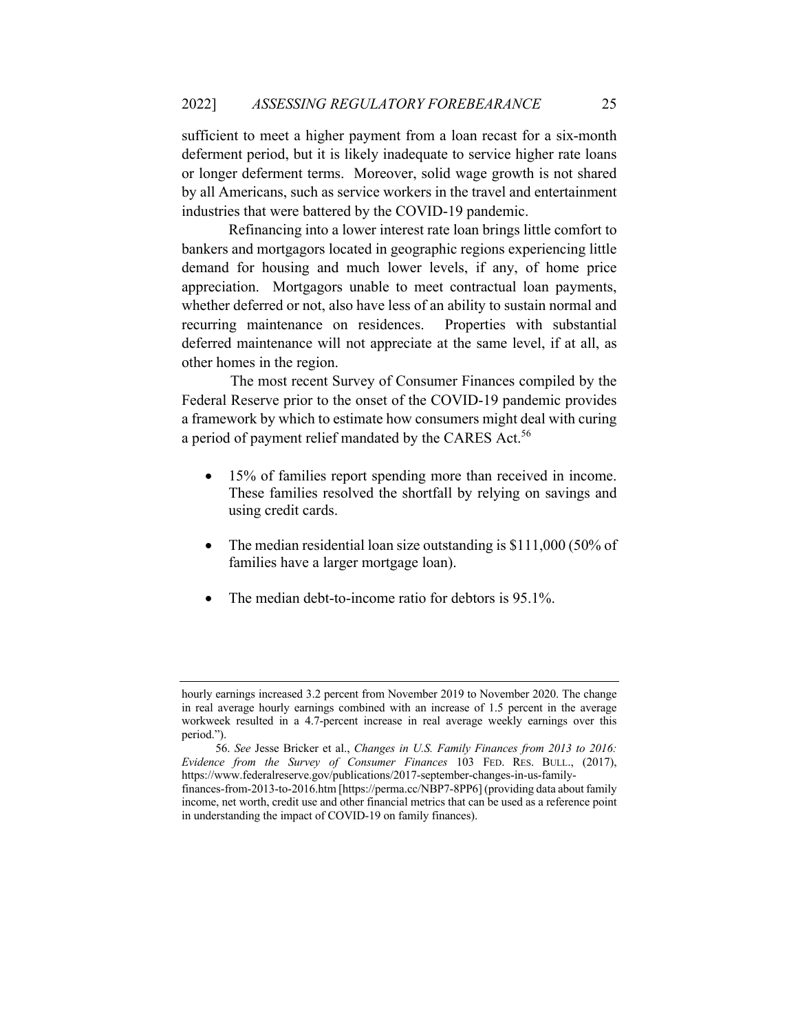sufficient to meet a higher payment from a loan recast for a six-month deferment period, but it is likely inadequate to service higher rate loans or longer deferment terms. Moreover, solid wage growth is not shared by all Americans, such as service workers in the travel and entertainment industries that were battered by the COVID-19 pandemic.

Refinancing into a lower interest rate loan brings little comfort to bankers and mortgagors located in geographic regions experiencing little demand for housing and much lower levels, if any, of home price appreciation. Mortgagors unable to meet contractual loan payments, whether deferred or not, also have less of an ability to sustain normal and recurring maintenance on residences. Properties with substantial deferred maintenance will not appreciate at the same level, if at all, as other homes in the region.

The most recent Survey of Consumer Finances compiled by the Federal Reserve prior to the onset of the COVID-19 pandemic provides a framework by which to estimate how consumers might deal with curing a period of payment relief mandated by the CARES Act.[56]

- 15% of families report spending more than received in income. These families resolved the shortfall by relying on savings and using credit cards.
- The median residential loan size outstanding is $111,000 (50% of families have a larger mortgage loan).
- The median debt-to-income ratio for debtors is 95.1%.

---

hourly earnings increased 3.2 percent from November 2019 to November 2020. The change in real average hourly earnings combined with an increase of 1.5 percent in the average workweek resulted in a 4.7-percent increase in real average weekly earnings over this period.").

56. *See* Jesse Bricker et al., *Changes in U.S. Family Finances from 2013 to 2016: Evidence from the Survey of Consumer Finances* 103 FED. RES. BULL., (2017), https://www.federalreserve.gov/publications/2017-september-changes-in-us-family-finances-from-2013-to-2016.htm [https://perma.cc/NBP7-8PP6] (providing data about family income, net worth, credit use and other financial metrics that can be used as a reference point in understanding the impact of COVID-19 on family finances).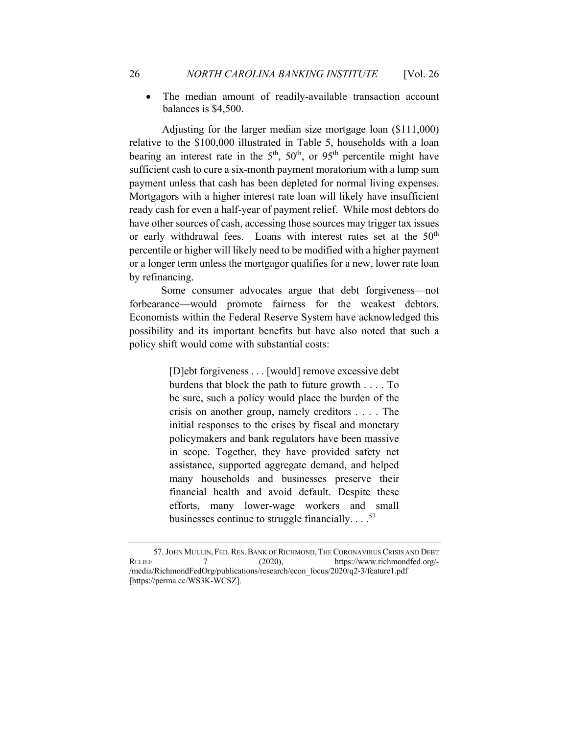- The median amount of readily-available transaction account balances is $4,500.

Adjusting for the larger median size mortgage loan ($111,000) relative to the $100,000 illustrated in Table 5, households with a loan bearing an interest rate in the 5th, 50th, or 95th percentile might have sufficient cash to cure a six-month payment moratorium with a lump sum payment unless that cash has been depleted for normal living expenses. Mortgagors with a higher interest rate loan will likely have insufficient ready cash for even a half-year of payment relief. While most debtors do have other sources of cash, accessing those sources may trigger tax issues or early withdrawal fees. Loans with interest rates set at the 50th percentile or higher will likely need to be modified with a higher payment or a longer term unless the mortgagor qualifies for a new, lower rate loan by refinancing.

Some consumer advocates argue that debt forgiveness—not forbearance—would promote fairness for the weakest debtors. Economists within the Federal Reserve System have acknowledged this possibility and its important benefits but have also noted that such a policy shift would come with substantial costs:

> [D]ebt forgiveness . . . [would] remove excessive debt burdens that block the path to future growth . . . . To be sure, such a policy would place the burden of the crisis on another group, namely creditors . . . . The initial responses to the crises by fiscal and monetary policymakers and bank regulators have been massive in scope. Together, they have provided safety net assistance, supported aggregate demand, and helped many households and businesses preserve their financial health and avoid default. Despite these efforts, many lower-wage workers and small businesses continue to struggle financially. . . .[57]

57. JOHN MULLIN, FED. RES. BANK OF RICHMOND, THE CORONAVIRUS CRISIS AND DEBT RELIEF 7 (2020), https://www.richmondfed.org/-/media/RichmondFedOrg/publications/research/econ_focus/2020/q2-3/feature1.pdf [https://perma.cc/WS3K-WCSZ].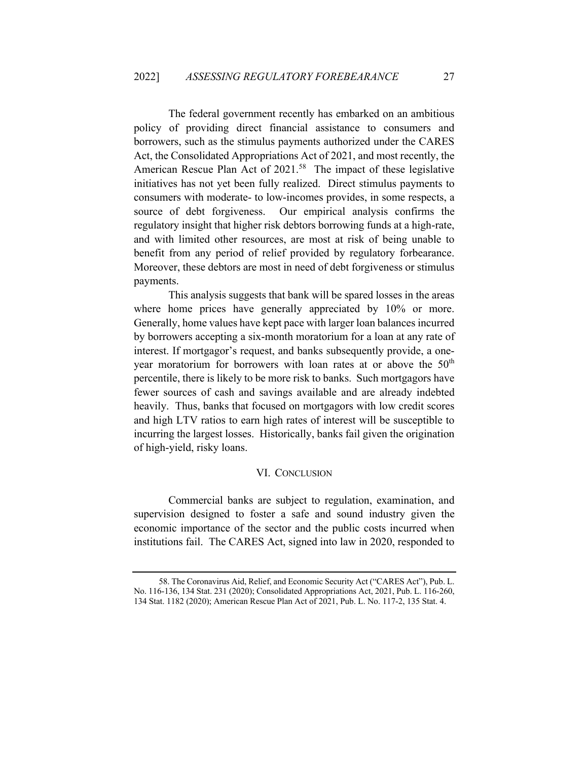The federal government recently has embarked on an ambitious policy of providing direct financial assistance to consumers and borrowers, such as the stimulus payments authorized under the CARES Act, the Consolidated Appropriations Act of 2021, and most recently, the American Rescue Plan Act of 2021.[58] The impact of these legislative initiatives has not yet been fully realized. Direct stimulus payments to consumers with moderate- to low-incomes provides, in some respects, a source of debt forgiveness. Our empirical analysis confirms the regulatory insight that higher risk debtors borrowing funds at a high-rate, and with limited other resources, are most at risk of being unable to benefit from any period of relief provided by regulatory forbearance. Moreover, these debtors are most in need of debt forgiveness or stimulus payments.

This analysis suggests that bank will be spared losses in the areas where home prices have generally appreciated by 10% or more. Generally, home values have kept pace with larger loan balances incurred by borrowers accepting a six-month moratorium for a loan at any rate of interest. If mortgagor's request, and banks subsequently provide, a one-year moratorium for borrowers with loan rates at or above the 50th percentile, there is likely to be more risk to banks. Such mortgagors have fewer sources of cash and savings available and are already indebted heavily. Thus, banks that focused on mortgagors with low credit scores and high LTV ratios to earn high rates of interest will be susceptible to incurring the largest losses. Historically, banks fail given the origination of high-yield, risky loans.

## VI. Conclusion

Commercial banks are subject to regulation, examination, and supervision designed to foster a safe and sound industry given the economic importance of the sector and the public costs incurred when institutions fail. The CARES Act, signed into law in 2020, responded to

---

58. The Coronavirus Aid, Relief, and Economic Security Act ("CARES Act"), Pub. L. No. 116-136, 134 Stat. 231 (2020); Consolidated Appropriations Act, 2021, Pub. L. 116-260, 134 Stat. 1182 (2020); American Rescue Plan Act of 2021, Pub. L. No. 117-2, 135 Stat. 4.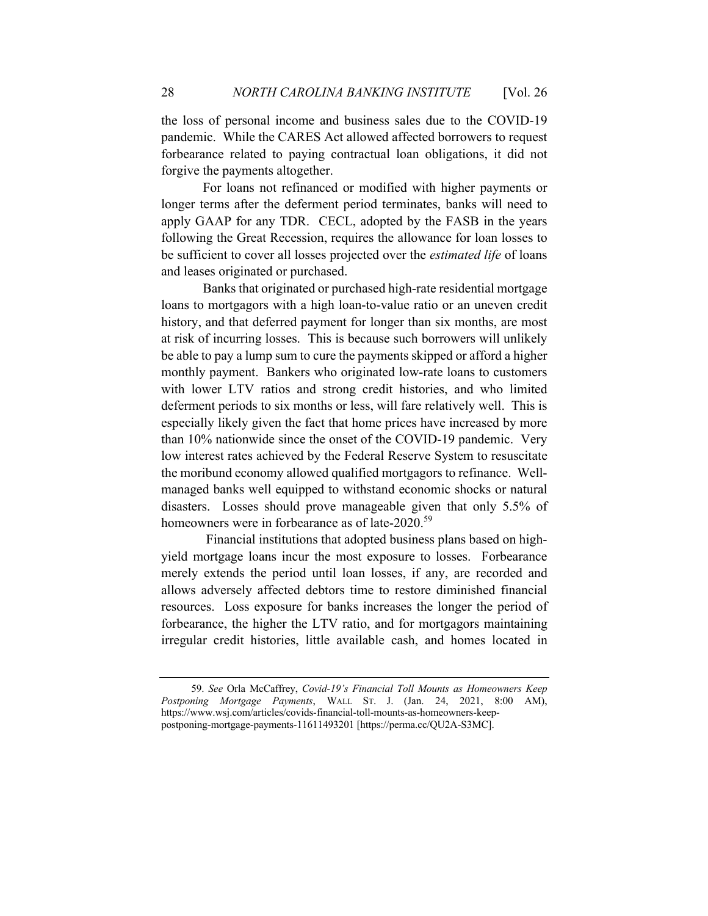the loss of personal income and business sales due to the COVID-19 pandemic. While the CARES Act allowed affected borrowers to request forbearance related to paying contractual loan obligations, it did not forgive the payments altogether.

For loans not refinanced or modified with higher payments or longer terms after the deferment period terminates, banks will need to apply GAAP for any TDR. CECL, adopted by the FASB in the years following the Great Recession, requires the allowance for loan losses to be sufficient to cover all losses projected over the *estimated life* of loans and leases originated or purchased.

Banks that originated or purchased high-rate residential mortgage loans to mortgagors with a high loan-to-value ratio or an uneven credit history, and that deferred payment for longer than six months, are most at risk of incurring losses. This is because such borrowers will unlikely be able to pay a lump sum to cure the payments skipped or afford a higher monthly payment. Bankers who originated low-rate loans to customers with lower LTV ratios and strong credit histories, and who limited deferment periods to six months or less, will fare relatively well. This is especially likely given the fact that home prices have increased by more than 10% nationwide since the onset of the COVID-19 pandemic. Very low interest rates achieved by the Federal Reserve System to resuscitate the moribund economy allowed qualified mortgagors to refinance. Well-managed banks well equipped to withstand economic shocks or natural disasters. Losses should prove manageable given that only 5.5% of homeowners were in forbearance as of late-2020.[59]

Financial institutions that adopted business plans based on high-yield mortgage loans incur the most exposure to losses. Forbearance merely extends the period until loan losses, if any, are recorded and allows adversely affected debtors time to restore diminished financial resources. Loss exposure for banks increases the longer the period of forbearance, the higher the LTV ratio, and for mortgagors maintaining irregular credit histories, little available cash, and homes located in

---

59. *See* Orla McCaffrey, *Covid-19's Financial Toll Mounts as Homeowners Keep Postponing Mortgage Payments*, WALL ST. J. (Jan. 24, 2021, 8:00 AM), https://www.wsj.com/articles/covids-financial-toll-mounts-as-homeowners-keep-postponing-mortgage-payments-11611493201 [https://perma.cc/QU2A-S3MC].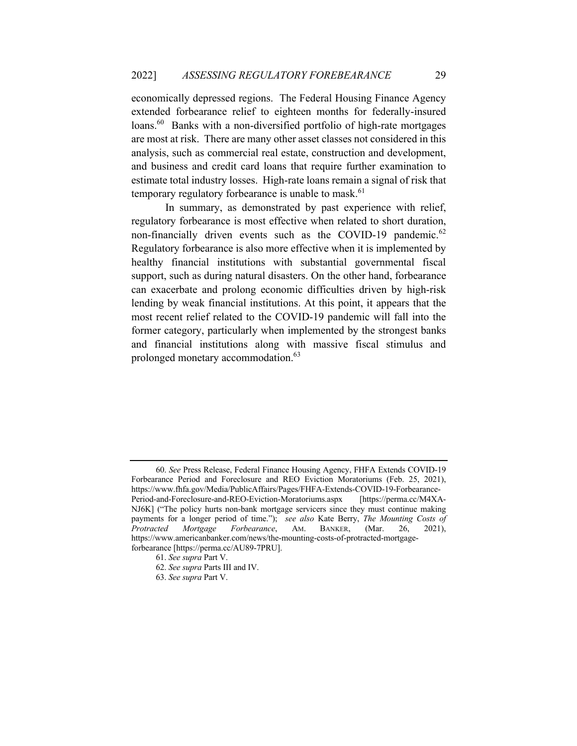economically depressed regions. The Federal Housing Finance Agency extended forbearance relief to eighteen months for federally-insured loans.[60] Banks with a non-diversified portfolio of high-rate mortgages are most at risk. There are many other asset classes not considered in this analysis, such as commercial real estate, construction and development, and business and credit card loans that require further examination to estimate total industry losses. High-rate loans remain a signal of risk that temporary regulatory forbearance is unable to mask.[61]

In summary, as demonstrated by past experience with relief, regulatory forbearance is most effective when related to short duration, non-financially driven events such as the COVID-19 pandemic.[62] Regulatory forbearance is also more effective when it is implemented by healthy financial institutions with substantial governmental fiscal support, such as during natural disasters. On the other hand, forbearance can exacerbate and prolong economic difficulties driven by high-risk lending by weak financial institutions. At this point, it appears that the most recent relief related to the COVID-19 pandemic will fall into the former category, particularly when implemented by the strongest banks and financial institutions along with massive fiscal stimulus and prolonged monetary accommodation.[63]

---

60. *See* Press Release, Federal Finance Housing Agency, FHFA Extends COVID-19 Forbearance Period and Foreclosure and REO Eviction Moratoriums (Feb. 25, 2021), https://www.fhfa.gov/Media/PublicAffairs/Pages/FHFA-Extends-COVID-19-Forbearance-Period-and-Foreclosure-and-REO-Eviction-Moratoriums.aspx [https://perma.cc/M4XA-NJ6K] ("The policy hurts non-bank mortgage servicers since they must continue making payments for a longer period of time."); *see also* Kate Berry, *The Mounting Costs of Protracted Mortgage Forbearance*, AM. BANKER, (Mar. 26, 2021), https://www.americanbanker.com/news/the-mounting-costs-of-protracted-mortgage-forbearance [https://perma.cc/AU89-7PRU].

61. *See supra* Part V.

62. *See supra* Parts III and IV.

63. *See supra* Part V.